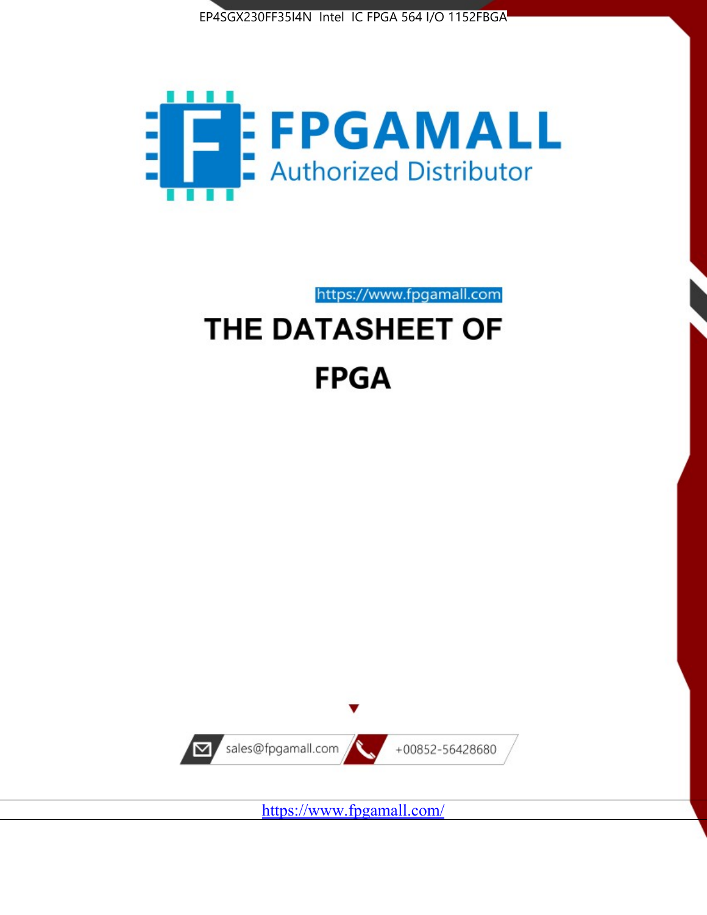EP4SGX230FF35I4N Intel IC FPGA 564 I/O 1152FBGA

FPGAMALL

Authorized Distributor

https://www.fpgamall.com

# THE DATASHEET OF

# FPGA

sales@fpgamall.com

+00852-56428680

https://www.fpgamall.com/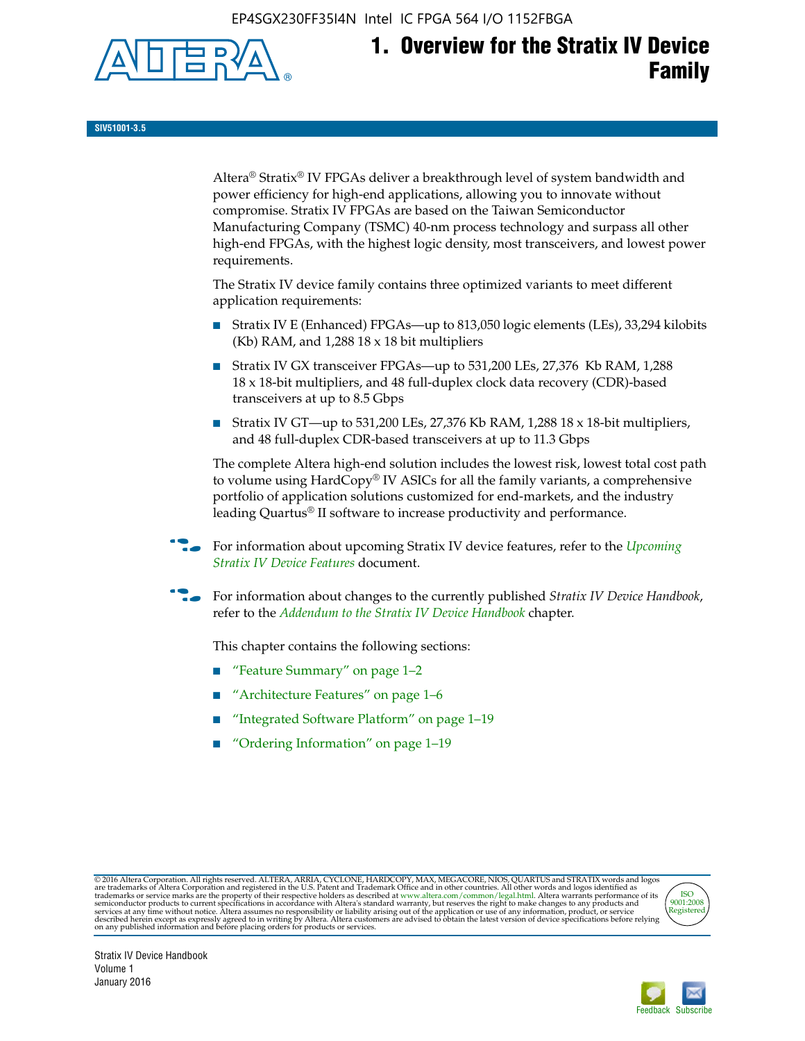# 1. Overview for the Stratix IV Device Family

**SIV51001-3.5**

Altera® Stratix® IV FPGAs deliver a breakthrough level of system bandwidth and power efficiency for high-end applications, allowing you to innovate without compromise. Stratix IV FPGAs are based on the Taiwan Semiconductor Manufacturing Company (TSMC) 40-nm process technology and surpass all other high-end FPGAs, with the highest logic density, most transceivers, and lowest power requirements.

The Stratix IV device family contains three optimized variants to meet different application requirements:

- Stratix IV E (Enhanced) FPGAs—up to 813,050 logic elements (LEs), 33,294 kilobits (Kb) RAM, and 1,288 18 x 18 bit multipliers
- Stratix IV GX transceiver FPGAs—up to 531,200 LEs, 27,376 Kb RAM, 1,288 18 x 18-bit multipliers, and 48 full-duplex clock data recovery (CDR)-based transceivers at up to 8.5 Gbps
- Stratix IV GT—up to 531,200 LEs, 27,376 Kb RAM, 1,288 18 x 18-bit multipliers, and 48 full-duplex CDR-based transceivers at up to 11.3 Gbps

The complete Altera high-end solution includes the lowest risk, lowest total cost path to volume using HardCopy® IV ASICs for all the family variants, a comprehensive portfolio of application solutions customized for end-markets, and the industry leading Quartus® II software to increase productivity and performance.

For information about upcoming Stratix IV device features, refer to the *Upcoming Stratix IV Device Features* document.

For information about changes to the currently published *Stratix IV Device Handbook*, refer to the *Addendum to the Stratix IV Device Handbook* chapter.

This chapter contains the following sections:

- "Feature Summary" on page 1–2
- "Architecture Features" on page 1–6
- "Integrated Software Platform" on page 1–19
- "Ordering Information" on page 1–19

© 2016 Altera Corporation. All rights reserved. ALTERA, ARRIA, CYCLONE, HARDCOPY, MAX, MEGACORE, NIOS, QUARTUS and STRATIX words and logos are trademarks of Altera Corporation and registered in the U.S. Patent and Trademark Office and in other countries. All other words and logos identified as trademarks or service marks are the property of their respective holders as described at www.altera.com/common/legal.html. Altera warrants performance of its semiconductor products to current specifications in accordance with Altera's standard warranty, but reserves the right to make changes to any products and services at any time without notice. Altera assumes no responsibility or liability arising out of the application or use of any information, product, or service described herein except as expressly agreed to in writing by Altera. Altera customers are advised to obtain the latest version of device specifications before relying on any published information and before placing orders for products or services.

ISO 9001:2008 Registered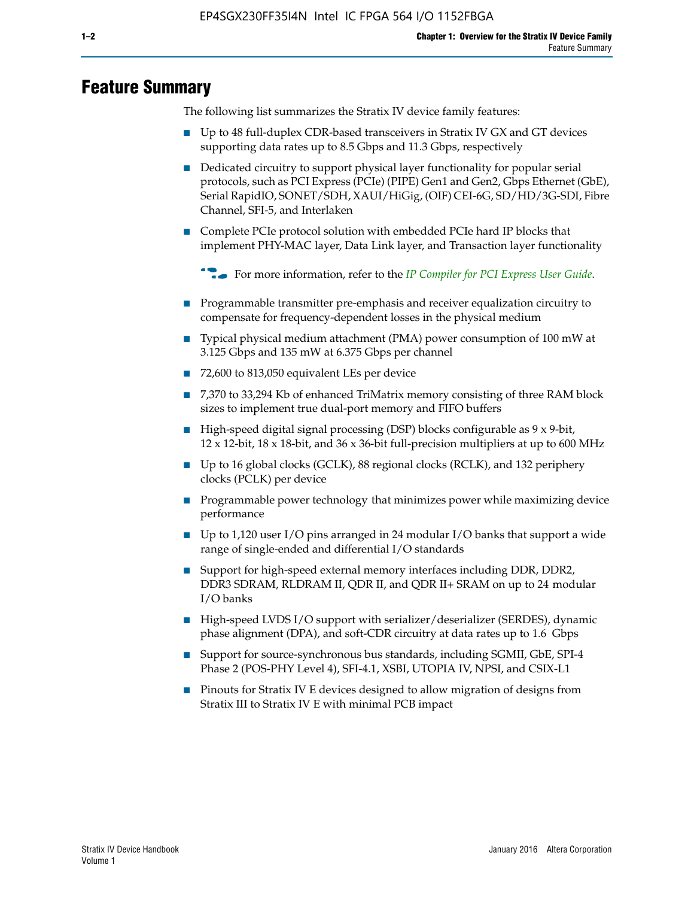# Feature Summary

The following list summarizes the Stratix IV device family features:

- Up to 48 full-duplex CDR-based transceivers in Stratix IV GX and GT devices supporting data rates up to 8.5 Gbps and 11.3 Gbps, respectively
- Dedicated circuitry to support physical layer functionality for popular serial protocols, such as PCI Express (PCIe) (PIPE) Gen1 and Gen2, Gbps Ethernet (GbE), Serial RapidIO, SONET/SDH, XAUI/HiGig, (OIF) CEI-6G, SD/HD/3G-SDI, Fibre Channel, SFI-5, and Interlaken
- Complete PCIe protocol solution with embedded PCIe hard IP blocks that implement PHY-MAC layer, Data Link layer, and Transaction layer functionality

  For more information, refer to the *IP Compiler for PCI Express User Guide*.

- Programmable transmitter pre-emphasis and receiver equalization circuitry to compensate for frequency-dependent losses in the physical medium
- Typical physical medium attachment (PMA) power consumption of 100 mW at 3.125 Gbps and 135 mW at 6.375 Gbps per channel
- 72,600 to 813,050 equivalent LEs per device
- 7,370 to 33,294 Kb of enhanced TriMatrix memory consisting of three RAM block sizes to implement true dual-port memory and FIFO buffers
- High-speed digital signal processing (DSP) blocks configurable as 9 x 9-bit, 12 x 12-bit, 18 x 18-bit, and 36 x 36-bit full-precision multipliers at up to 600 MHz
- Up to 16 global clocks (GCLK), 88 regional clocks (RCLK), and 132 periphery clocks (PCLK) per device
- Programmable power technology that minimizes power while maximizing device performance
- Up to 1,120 user I/O pins arranged in 24 modular I/O banks that support a wide range of single-ended and differential I/O standards
- Support for high-speed external memory interfaces including DDR, DDR2, DDR3 SDRAM, RLDRAM II, QDR II, and QDR II+ SRAM on up to 24 modular I/O banks
- High-speed LVDS I/O support with serializer/deserializer (SERDES), dynamic phase alignment (DPA), and soft-CDR circuitry at data rates up to 1.6 Gbps
- Support for source-synchronous bus standards, including SGMII, GbE, SPI-4 Phase 2 (POS-PHY Level 4), SFI-4.1, XSBI, UTOPIA IV, NPSI, and CSIX-L1
- Pinouts for Stratix IV E devices designed to allow migration of designs from Stratix III to Stratix IV E with minimal PCB impact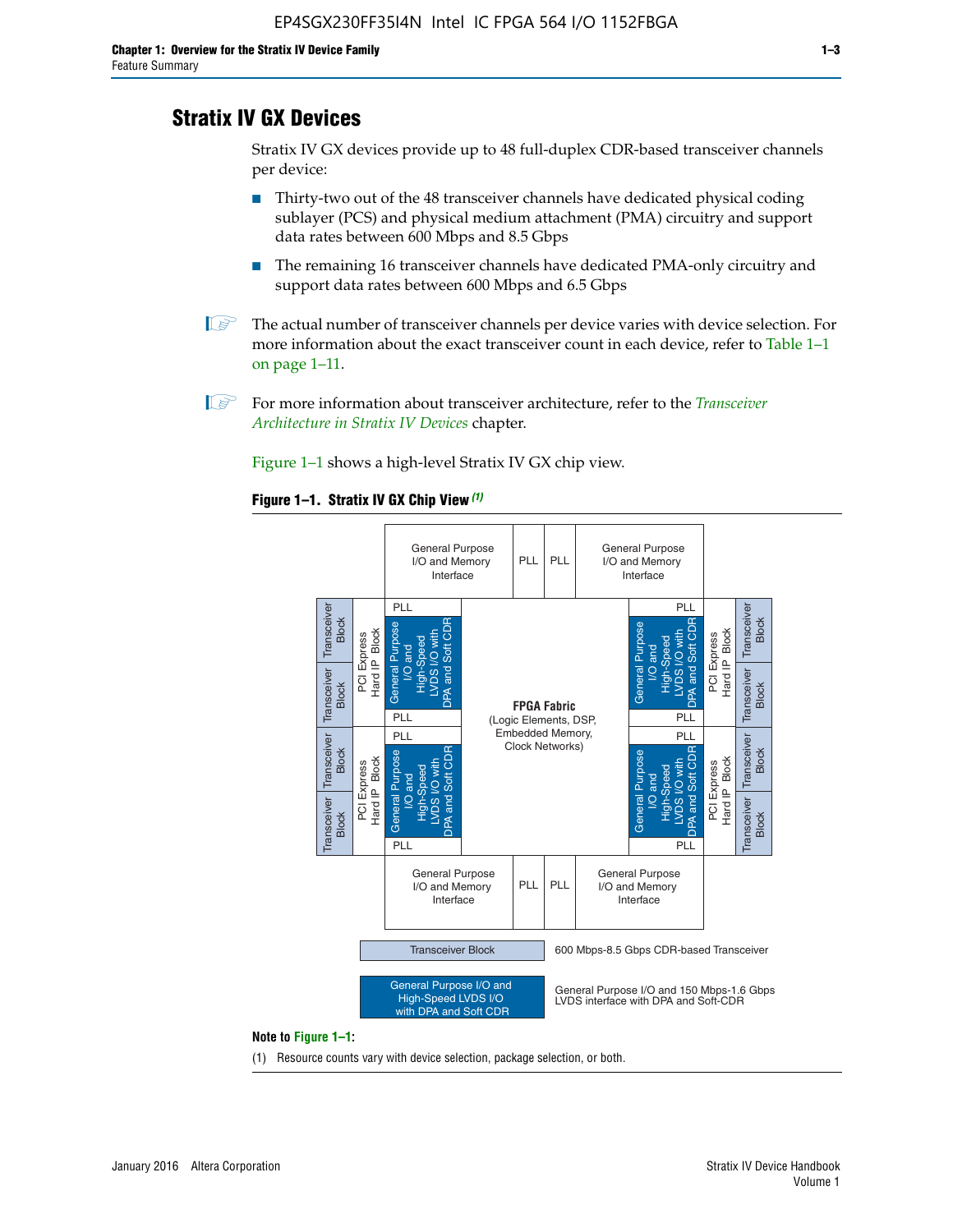## Stratix IV GX Devices

Stratix IV GX devices provide up to 48 full-duplex CDR-based transceiver channels per device:

- Thirty-two out of the 48 transceiver channels have dedicated physical coding sublayer (PCS) and physical medium attachment (PMA) circuitry and support data rates between 600 Mbps and 8.5 Gbps
- The remaining 16 transceiver channels have dedicated PMA-only circuitry and support data rates between 600 Mbps and 6.5 Gbps

The actual number of transceiver channels per device varies with device selection. For more information about the exact transceiver count in each device, refer to Table 1–1 on page 1–11.

For more information about transceiver architecture, refer to the *Transceiver Architecture in Stratix IV Devices* chapter.

Figure 1–1 shows a high-level Stratix IV GX chip view.

**Figure 1–1. Stratix IV GX Chip View** *(1)*

Transceiver Block — 600 Mbps-8.5 Gbps CDR-based Transceiver

General Purpose I/O and High-Speed LVDS I/O with DPA and Soft CDR — General Purpose I/O and 150 Mbps-1.6 Gbps LVDS interface with DPA and Soft-CDR

**Note to Figure 1–1:**

(1) Resource counts vary with device selection, package selection, or both.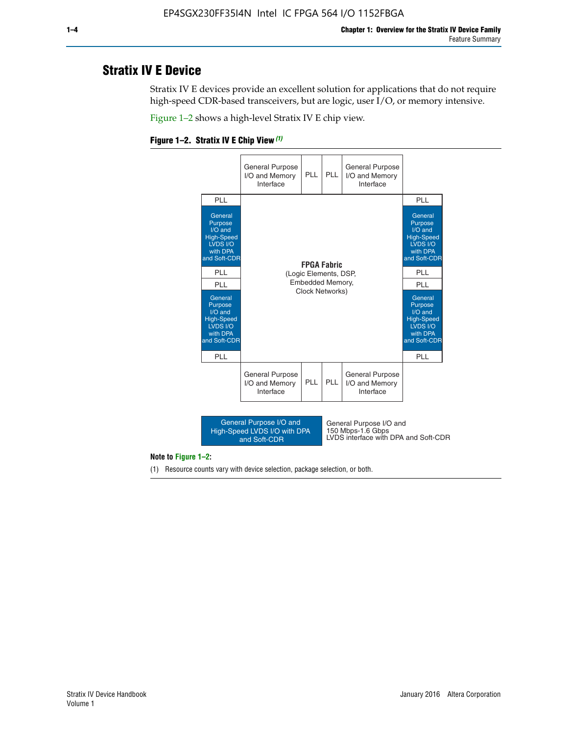# Stratix IV E Device

Stratix IV E devices provide an excellent solution for applications that do not require high-speed CDR-based transceivers, but are logic, user I/O, or memory intensive.

Figure 1–2 shows a high-level Stratix IV E chip view.

**Figure 1–2. Stratix IV E Chip View (1)**

| | General Purpose I/O and Memory Interface | PLL | PLL | General Purpose I/O and Memory Interface | |
|---|---|---|---|---|---|
| PLL | | | | | PLL |
| General Purpose I/O and High-Speed LVDS I/O with DPA and Soft-CDR | **FPGA Fabric** (Logic Elements, DSP, Embedded Memory, Clock Networks) | | | | General Purpose I/O and High-Speed LVDS I/O with DPA and Soft-CDR |
| PLL | | | | | PLL |
| PLL | | | | | PLL |
| General Purpose I/O and High-Speed LVDS I/O with DPA and Soft-CDR | | | | | General Purpose I/O and High-Speed LVDS I/O with DPA and Soft-CDR |
| PLL | | | | | PLL |
| | General Purpose I/O and Memory Interface | PLL | PLL | General Purpose I/O and Memory Interface | |

| Legend | Description |
|---|---|
| General Purpose I/O and High-Speed LVDS I/O with DPA and Soft-CDR | General Purpose I/O and 150 Mbps-1.6 Gbps LVDS interface with DPA and Soft-CDR |

**Note to Figure 1–2:**

(1) Resource counts vary with device selection, package selection, or both.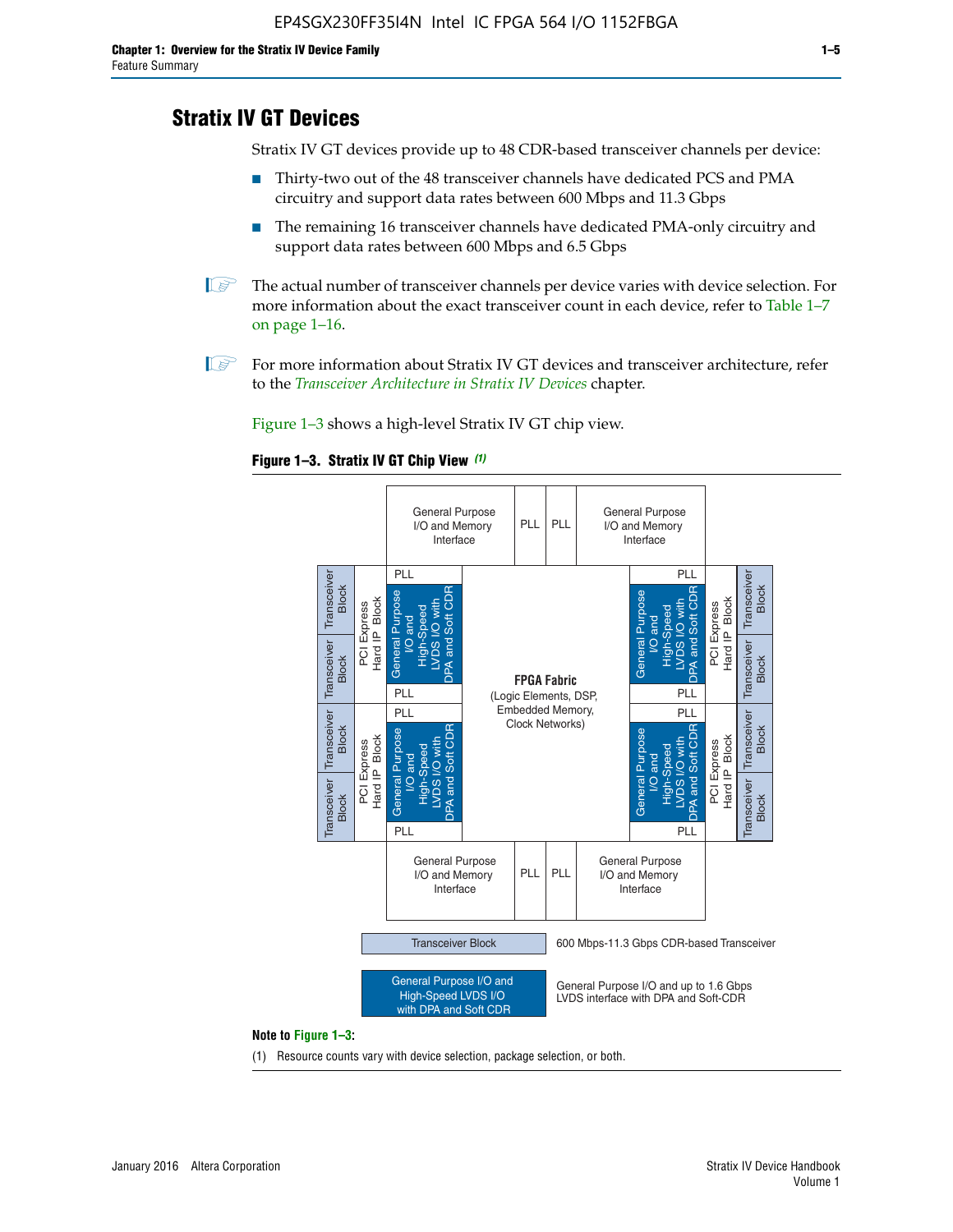## Stratix IV GT Devices

Stratix IV GT devices provide up to 48 CDR-based transceiver channels per device:

- Thirty-two out of the 48 transceiver channels have dedicated PCS and PMA circuitry and support data rates between 600 Mbps and 11.3 Gbps
- The remaining 16 transceiver channels have dedicated PMA-only circuitry and support data rates between 600 Mbps and 6.5 Gbps

The actual number of transceiver channels per device varies with device selection. For more information about the exact transceiver count in each device, refer to Table 1–7 on page 1–16.

For more information about Stratix IV GT devices and transceiver architecture, refer to the *Transceiver Architecture in Stratix IV Devices* chapter.

Figure 1–3 shows a high-level Stratix IV GT chip view.

**Figure 1–3. Stratix IV GT Chip View** *(1)*

**Note to Figure 1–3:**

(1) Resource counts vary with device selection, package selection, or both.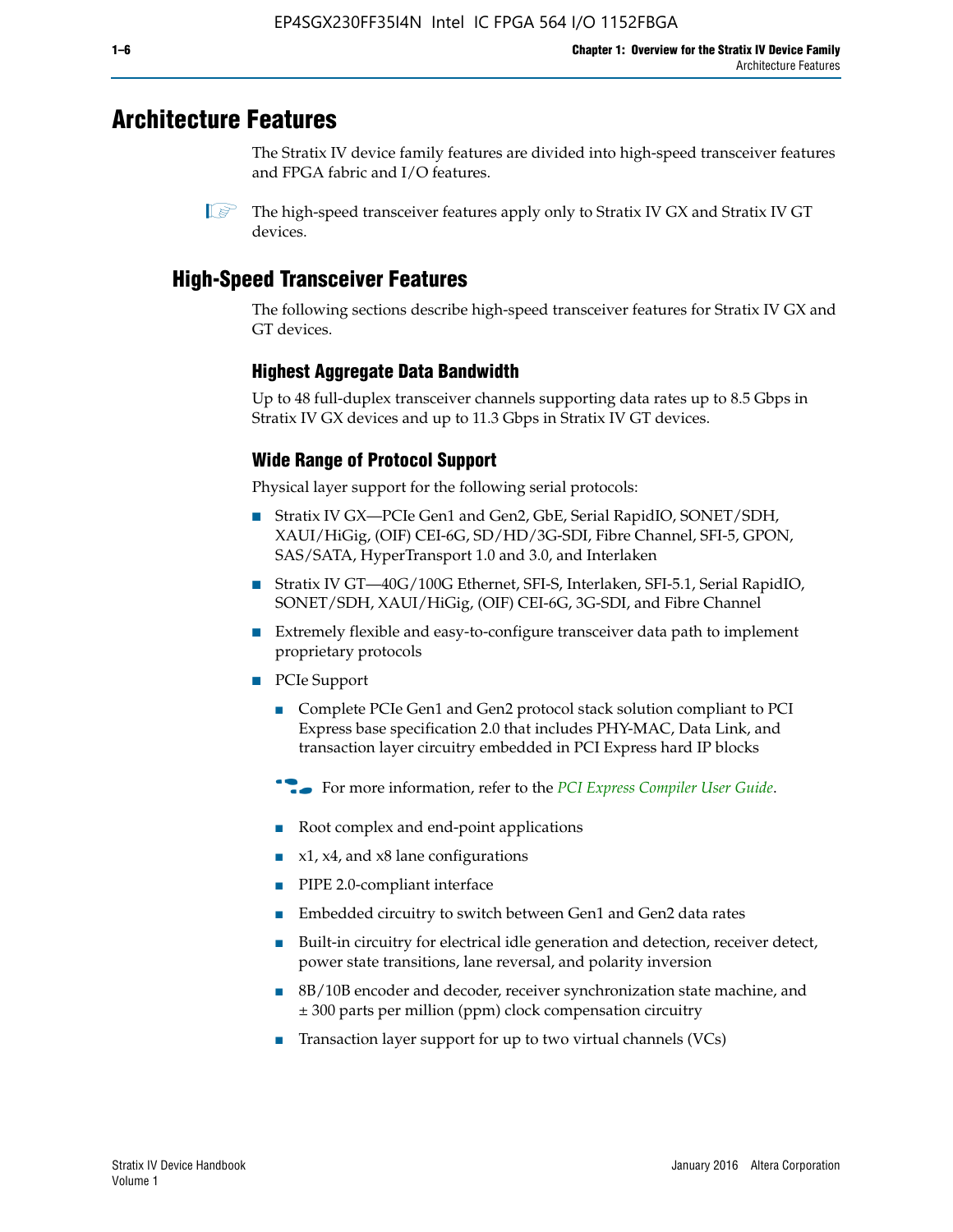# Architecture Features

The Stratix IV device family features are divided into high-speed transceiver features and FPGA fabric and I/O features.

The high-speed transceiver features apply only to Stratix IV GX and Stratix IV GT devices.

## High-Speed Transceiver Features

The following sections describe high-speed transceiver features for Stratix IV GX and GT devices.

### Highest Aggregate Data Bandwidth

Up to 48 full-duplex transceiver channels supporting data rates up to 8.5 Gbps in Stratix IV GX devices and up to 11.3 Gbps in Stratix IV GT devices.

### Wide Range of Protocol Support

Physical layer support for the following serial protocols:

- Stratix IV GX—PCIe Gen1 and Gen2, GbE, Serial RapidIO, SONET/SDH, XAUI/HiGig, (OIF) CEI-6G, SD/HD/3G-SDI, Fibre Channel, SFI-5, GPON, SAS/SATA, HyperTransport 1.0 and 3.0, and Interlaken
- Stratix IV GT—40G/100G Ethernet, SFI-S, Interlaken, SFI-5.1, Serial RapidIO, SONET/SDH, XAUI/HiGig, (OIF) CEI-6G, 3G-SDI, and Fibre Channel
- Extremely flexible and easy-to-configure transceiver data path to implement proprietary protocols
- PCIe Support
  - Complete PCIe Gen1 and Gen2 protocol stack solution compliant to PCI Express base specification 2.0 that includes PHY-MAC, Data Link, and transaction layer circuitry embedded in PCI Express hard IP blocks

  For more information, refer to the *PCI Express Compiler User Guide*.

  - Root complex and end-point applications
  - x1, x4, and x8 lane configurations
  - PIPE 2.0-compliant interface
  - Embedded circuitry to switch between Gen1 and Gen2 data rates
  - Built-in circuitry for electrical idle generation and detection, receiver detect, power state transitions, lane reversal, and polarity inversion
  - 8B/10B encoder and decoder, receiver synchronization state machine, and ± 300 parts per million (ppm) clock compensation circuitry
  - Transaction layer support for up to two virtual channels (VCs)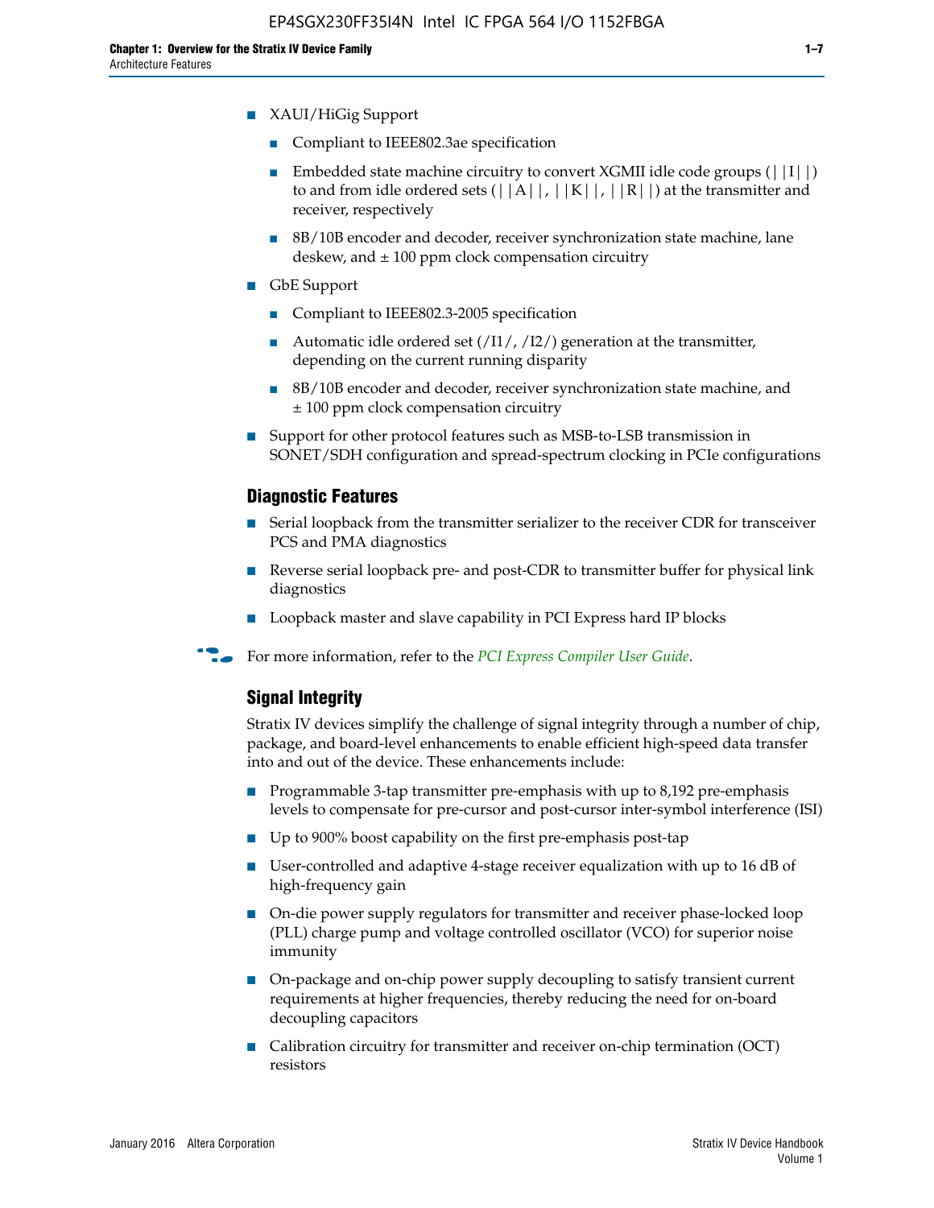- XAUI/HiGig Support
  - Compliant to IEEE802.3ae specification
  - Embedded state machine circuitry to convert XGMII idle code groups (||I||) to and from idle ordered sets (||A||, ||K||, ||R||) at the transmitter and receiver, respectively
  - 8B/10B encoder and decoder, receiver synchronization state machine, lane deskew, and ± 100 ppm clock compensation circuitry
- GbE Support
  - Compliant to IEEE802.3-2005 specification
  - Automatic idle ordered set (/I1/, /I2/) generation at the transmitter, depending on the current running disparity
  - 8B/10B encoder and decoder, receiver synchronization state machine, and ± 100 ppm clock compensation circuitry
- Support for other protocol features such as MSB-to-LSB transmission in SONET/SDH configuration and spread-spectrum clocking in PCIe configurations

## Diagnostic Features

- Serial loopback from the transmitter serializer to the receiver CDR for transceiver PCS and PMA diagnostics
- Reverse serial loopback pre- and post-CDR to transmitter buffer for physical link diagnostics
- Loopback master and slave capability in PCI Express hard IP blocks

For more information, refer to the *PCI Express Compiler User Guide*.

## Signal Integrity

Stratix IV devices simplify the challenge of signal integrity through a number of chip, package, and board-level enhancements to enable efficient high-speed data transfer into and out of the device. These enhancements include:

- Programmable 3-tap transmitter pre-emphasis with up to 8,192 pre-emphasis levels to compensate for pre-cursor and post-cursor inter-symbol interference (ISI)
- Up to 900% boost capability on the first pre-emphasis post-tap
- User-controlled and adaptive 4-stage receiver equalization with up to 16 dB of high-frequency gain
- On-die power supply regulators for transmitter and receiver phase-locked loop (PLL) charge pump and voltage controlled oscillator (VCO) for superior noise immunity
- On-package and on-chip power supply decoupling to satisfy transient current requirements at higher frequencies, thereby reducing the need for on-board decoupling capacitors
- Calibration circuitry for transmitter and receiver on-chip termination (OCT) resistors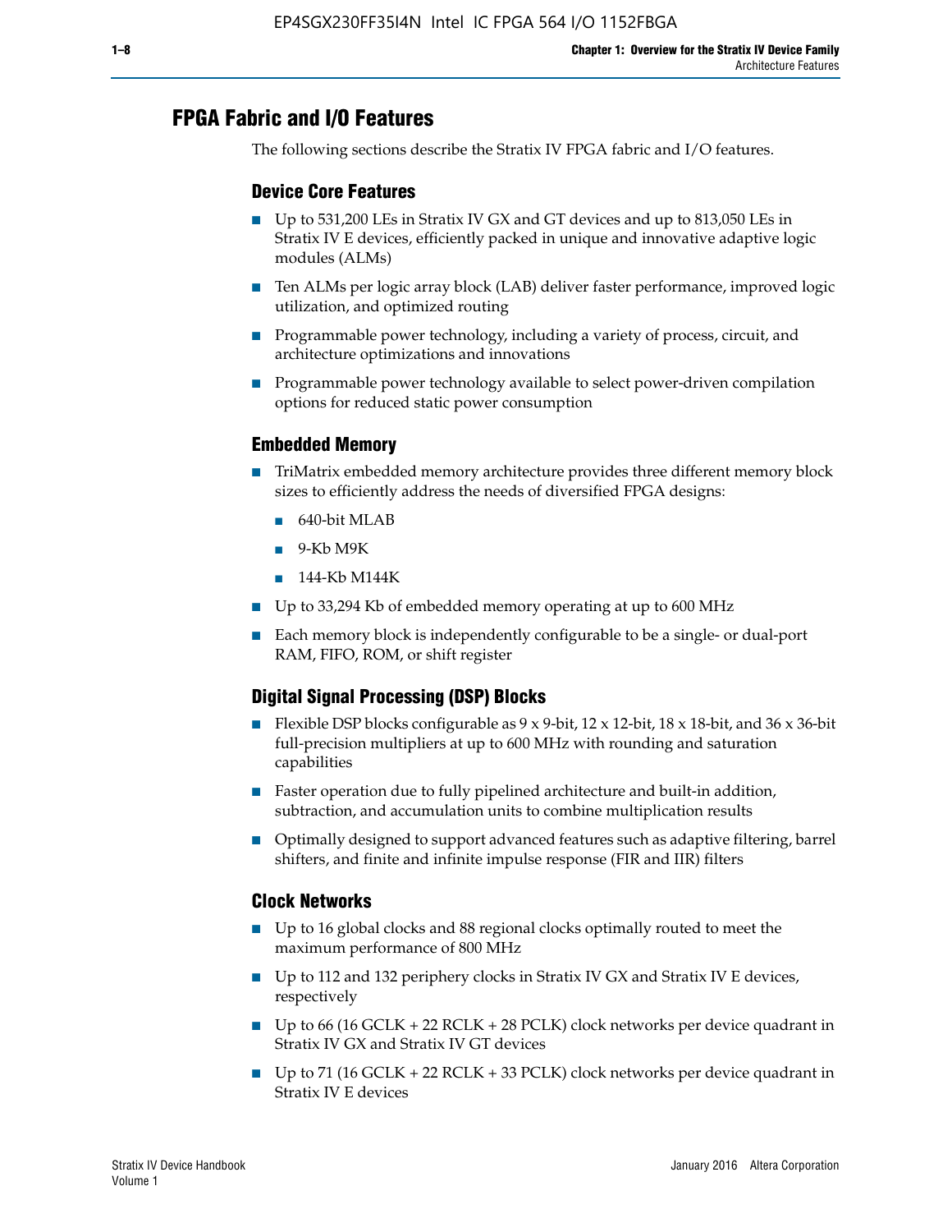## FPGA Fabric and I/O Features

The following sections describe the Stratix IV FPGA fabric and I/O features.

### Device Core Features

- Up to 531,200 LEs in Stratix IV GX and GT devices and up to 813,050 LEs in Stratix IV E devices, efficiently packed in unique and innovative adaptive logic modules (ALMs)
- Ten ALMs per logic array block (LAB) deliver faster performance, improved logic utilization, and optimized routing
- Programmable power technology, including a variety of process, circuit, and architecture optimizations and innovations
- Programmable power technology available to select power-driven compilation options for reduced static power consumption

### Embedded Memory

- TriMatrix embedded memory architecture provides three different memory block sizes to efficiently address the needs of diversified FPGA designs:
  - 640-bit MLAB
  - 9-Kb M9K
  - 144-Kb M144K
- Up to 33,294 Kb of embedded memory operating at up to 600 MHz
- Each memory block is independently configurable to be a single- or dual-port RAM, FIFO, ROM, or shift register

### Digital Signal Processing (DSP) Blocks

- Flexible DSP blocks configurable as 9 x 9-bit, 12 x 12-bit, 18 x 18-bit, and 36 x 36-bit full-precision multipliers at up to 600 MHz with rounding and saturation capabilities
- Faster operation due to fully pipelined architecture and built-in addition, subtraction, and accumulation units to combine multiplication results
- Optimally designed to support advanced features such as adaptive filtering, barrel shifters, and finite and infinite impulse response (FIR and IIR) filters

### Clock Networks

- Up to 16 global clocks and 88 regional clocks optimally routed to meet the maximum performance of 800 MHz
- Up to 112 and 132 periphery clocks in Stratix IV GX and Stratix IV E devices, respectively
- Up to 66 (16 GCLK + 22 RCLK + 28 PCLK) clock networks per device quadrant in Stratix IV GX and Stratix IV GT devices
- Up to 71 (16 GCLK + 22 RCLK + 33 PCLK) clock networks per device quadrant in Stratix IV E devices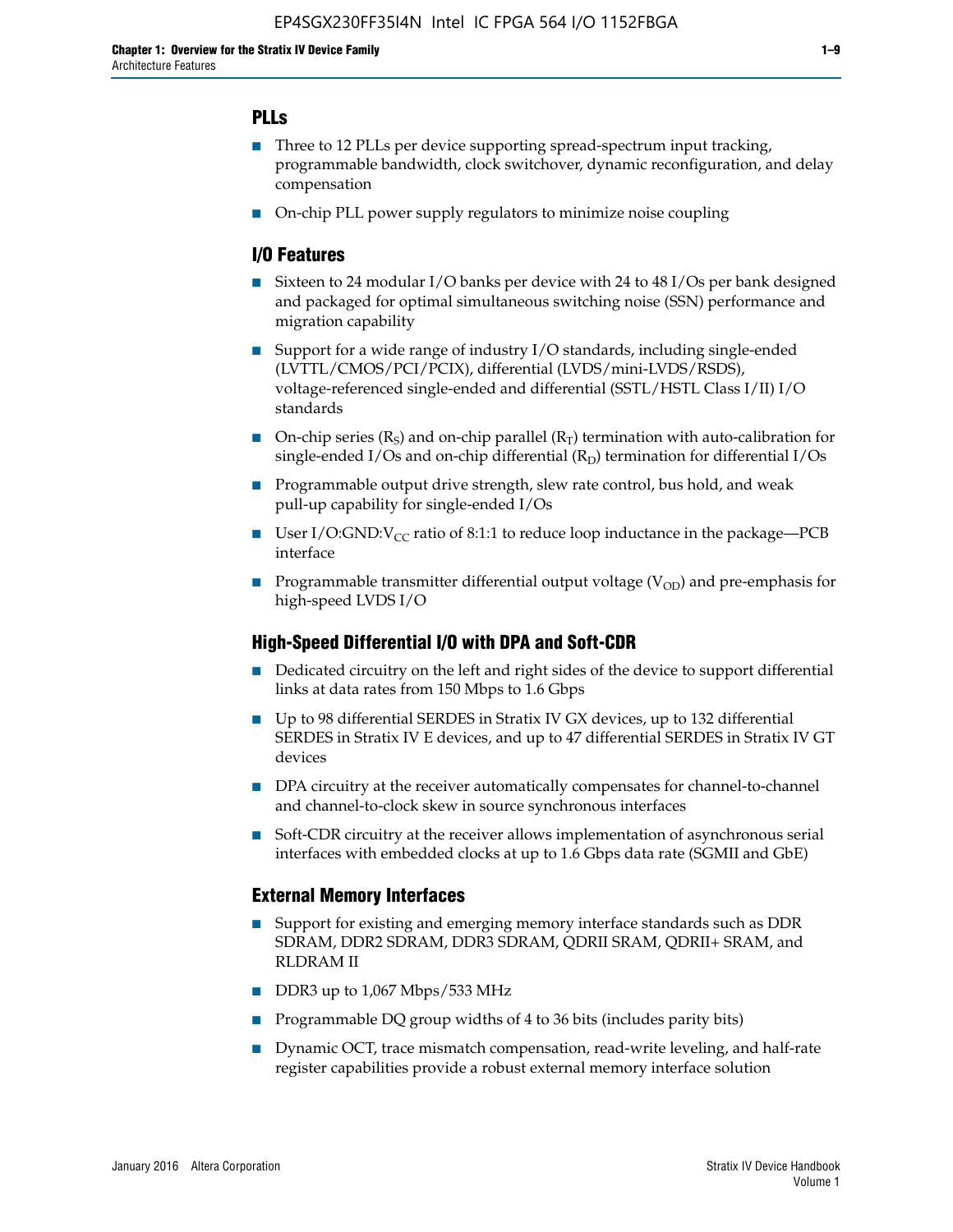## PLLs

- Three to 12 PLLs per device supporting spread-spectrum input tracking, programmable bandwidth, clock switchover, dynamic reconfiguration, and delay compensation
- On-chip PLL power supply regulators to minimize noise coupling

## I/O Features

- Sixteen to 24 modular I/O banks per device with 24 to 48 I/Os per bank designed and packaged for optimal simultaneous switching noise (SSN) performance and migration capability
- Support for a wide range of industry I/O standards, including single-ended (LVTTL/CMOS/PCI/PCIX), differential (LVDS/mini-LVDS/RSDS), voltage-referenced single-ended and differential (SSTL/HSTL Class I/II) I/O standards
- On-chip series ($R_S$) and on-chip parallel ($R_T$) termination with auto-calibration for single-ended I/Os and on-chip differential ($R_D$) termination for differential I/Os
- Programmable output drive strength, slew rate control, bus hold, and weak pull-up capability for single-ended I/Os
- User I/O:GND:$V_{CC}$ ratio of 8:1:1 to reduce loop inductance in the package—PCB interface
- Programmable transmitter differential output voltage ($V_{OD}$) and pre-emphasis for high-speed LVDS I/O

## High-Speed Differential I/O with DPA and Soft-CDR

- Dedicated circuitry on the left and right sides of the device to support differential links at data rates from 150 Mbps to 1.6 Gbps
- Up to 98 differential SERDES in Stratix IV GX devices, up to 132 differential SERDES in Stratix IV E devices, and up to 47 differential SERDES in Stratix IV GT devices
- DPA circuitry at the receiver automatically compensates for channel-to-channel and channel-to-clock skew in source synchronous interfaces
- Soft-CDR circuitry at the receiver allows implementation of asynchronous serial interfaces with embedded clocks at up to 1.6 Gbps data rate (SGMII and GbE)

## External Memory Interfaces

- Support for existing and emerging memory interface standards such as DDR SDRAM, DDR2 SDRAM, DDR3 SDRAM, QDRII SRAM, QDRII+ SRAM, and RLDRAM II
- DDR3 up to 1,067 Mbps/533 MHz
- Programmable DQ group widths of 4 to 36 bits (includes parity bits)
- Dynamic OCT, trace mismatch compensation, read-write leveling, and half-rate register capabilities provide a robust external memory interface solution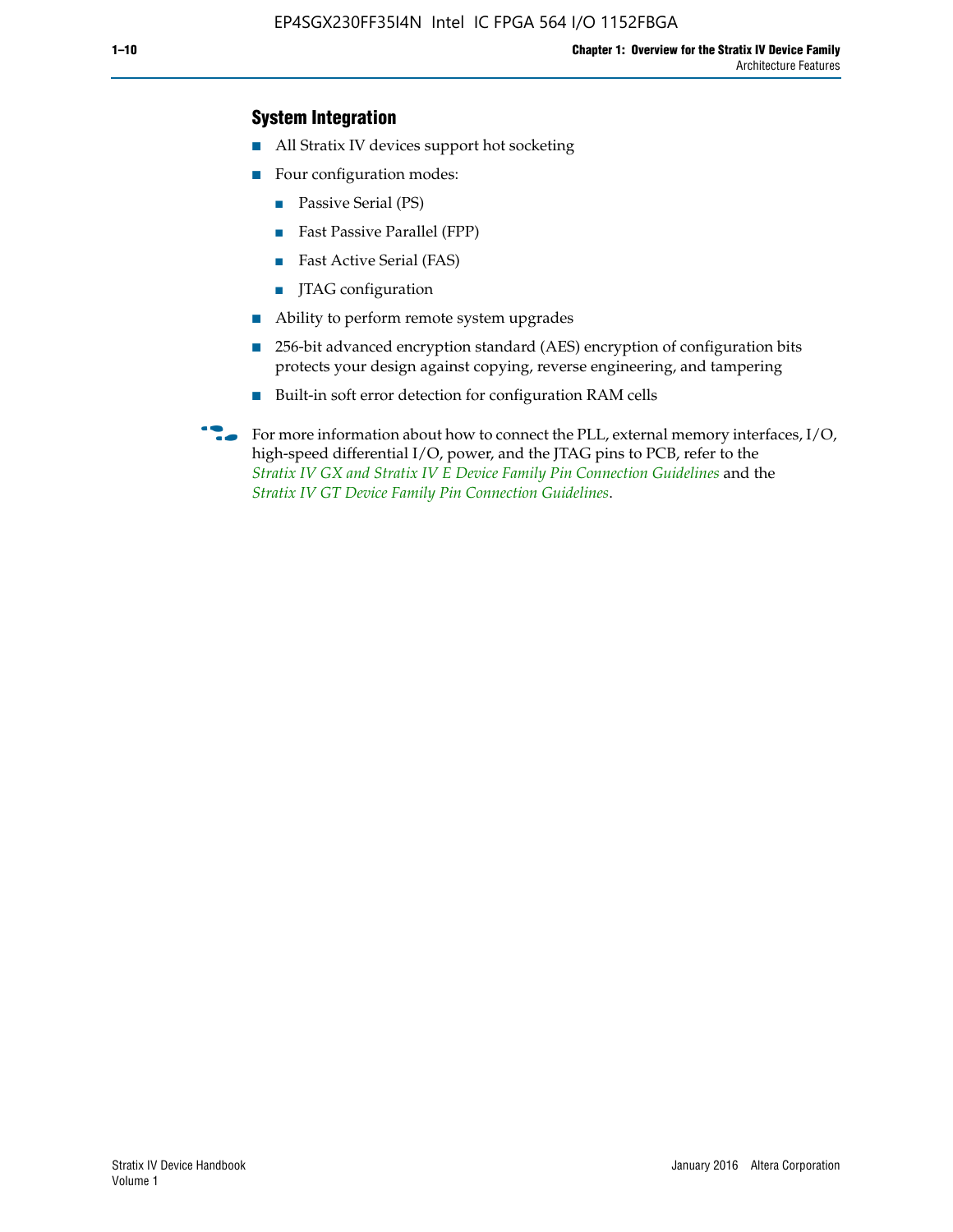## System Integration

- All Stratix IV devices support hot socketing
- Four configuration modes:
  - Passive Serial (PS)
  - Fast Passive Parallel (FPP)
  - Fast Active Serial (FAS)
  - JTAG configuration
- Ability to perform remote system upgrades
- 256-bit advanced encryption standard (AES) encryption of configuration bits protects your design against copying, reverse engineering, and tampering
- Built-in soft error detection for configuration RAM cells

For more information about how to connect the PLL, external memory interfaces, I/O, high-speed differential I/O, power, and the JTAG pins to PCB, refer to the *Stratix IV GX and Stratix IV E Device Family Pin Connection Guidelines* and the *Stratix IV GT Device Family Pin Connection Guidelines*.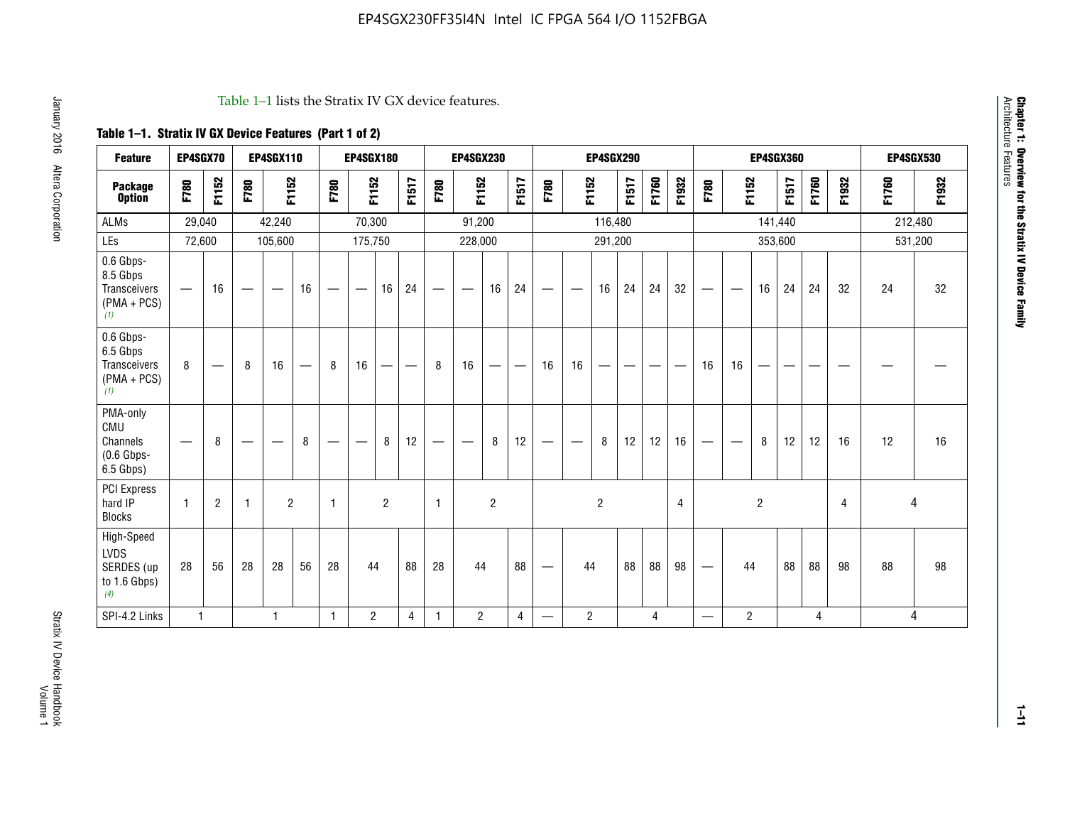Table 1–1 lists the Stratix IV GX device features.

**Table 1–1. Stratix IV GX Device Features (Part 1 of 2)**

| Feature | EP4SGX70 | | EP4SGX110 | | | EP4SGX180 | | | | EP4SGX230 | | | | EP4SGX290 | | | | | | EP4SGX360 | | | | | | EP4SGX530 | |
|---|---|---|---|---|---|---|---|---|---|---|---|---|---|---|---|---|---|---|---|---|---|---|---|---|---|---|---|
| **Package Option** | F780 | F1152 | F780 | F1152 | | F780 | F1152 | | F1517 | F780 | F1152 | | F1517 | F780 | F1152 | | F1517 | F1760 | F1932 | F780 | F1152 | | F1517 | F1760 | F1932 | F1760 | F1932 |
| ALMs | 29,040 | | 42,240 | | | 70,300 | | | | 91,200 | | | | 116,480 | | | | | | 141,440 | | | | | | 212,480 | |
| LEs | 72,600 | | 105,600 | | | 175,750 | | | | 228,000 | | | | 291,200 | | | | | | 353,600 | | | | | | 531,200 | |
| 0.6 Gbps-8.5 Gbps Transceivers (PMA + PCS) *(1)* | — | 16 | — | — | 16 | — | — | 16 | 24 | — | — | 16 | 24 | — | — | 16 | 24 | 24 | 32 | — | — | 16 | 24 | 24 | 32 | 24 | 32 |
| 0.6 Gbps-6.5 Gbps Transceivers (PMA + PCS) *(1)* | 8 | — | 8 | 16 | — | 8 | 16 | — | — | 8 | 16 | — | — | 16 | 16 | — | — | — | — | 16 | 16 | — | — | — | — | — | — |
| PMA-only CMU Channels (0.6 Gbps-6.5 Gbps) | — | 8 | — | — | 8 | — | — | 8 | 12 | — | — | 8 | 12 | — | — | 8 | 12 | 12 | 16 | — | — | 8 | 12 | 12 | 16 | 12 | 16 |
| PCI Express hard IP Blocks | 1 | 2 | 1 | 2 | | 1 | 2 | | | 1 | 2 | | | 2 | | | | | 4 | 2 | | | | | 4 | 4 | |
| High-Speed LVDS SERDES (up to 1.6 Gbps) *(4)* | 28 | 56 | 28 | 28 | 56 | 28 | 44 | | 88 | 28 | 44 | | 88 | — | 44 | | 88 | 88 | 98 | — | 44 | | 88 | 88 | 98 | 88 | 98 |
| SPI-4.2 Links | 1 | | 1 | | | 1 | 2 | | 4 | 1 | 2 | | 4 | — | 2 | | 4 | | | — | 2 | | 4 | | | 4 | |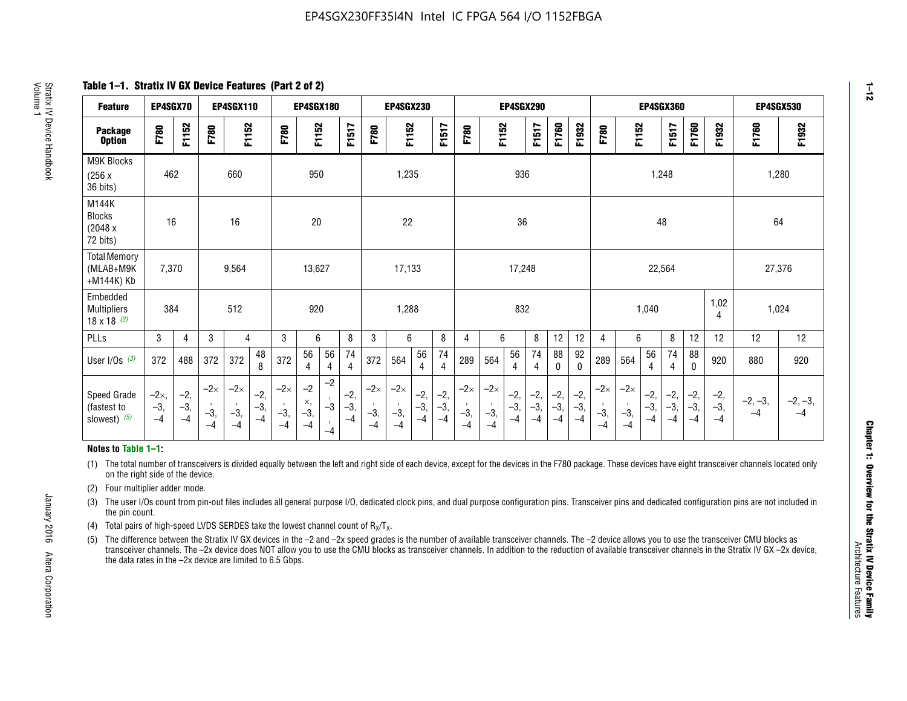# EP4SGX230FF35I4N Intel IC FPGA 564 I/O 1152FBGA

**Table 1–1. Stratix IV GX Device Features (Part 2 of 2)**

| Feature | EP4SGX70 | | EP4SGX110 | | | EP4SGX180 | | | | EP4SGX230 | | | | EP4SGX290 | | | | | | EP4SGX360 | | | | | | EP4SGX530 | |
|---|---|---|---|---|---|---|---|---|---|---|---|---|---|---|---|---|---|---|---|---|---|---|---|---|---|---|---|
| Package Option | F780 | F1152 | F780 | F1152 | | F780 | F1152 | | F1517 | F780 | F1152 | | F1517 | F780 | F1152 | | F1517 | F1760 | F1932 | F780 | F1152 | | F1517 | F1760 | F1932 | F1760 | F1932 |
| M9K Blocks (256 x 36 bits) | 462 | | 660 | | | 950 | | | | 1,235 | | | | 936 | | | | | | 1,248 | | | | | | 1,280 | |
| M144K Blocks (2048 x 72 bits) | 16 | | 16 | | | 20 | | | | 22 | | | | 36 | | | | | | 48 | | | | | | 64 | |
| Total Memory (MLAB+M9K +M144K) Kb | 7,370 | | 9,564 | | | 13,627 | | | | 17,133 | | | | 17,248 | | | | | | 22,564 | | | | | | 27,376 | |
| Embedded Multipliers 18 x 18 (2) | 384 | | 512 | | | 920 | | | | 1,288 | | | | 832 | | | | | | 1,040 | | | | | 1,024 | 1,024 | |
| PLLs | 3 | 4 | 3 | 4 | | 3 | 6 | | 8 | 3 | 6 | | 8 | 4 | 6 | | 8 | 12 | 12 | 4 | 6 | | 8 | 12 | 12 | 12 | 12 |
| User I/Os (3) | 372 | 488 | 372 | 372 | 488 | 372 | 564 | 564 | 744 | 372 | 564 | 564 | 744 | 289 | 564 | 564 | 744 | 880 | 920 | 289 | 564 | 564 | 744 | 880 | 920 | 880 | 920 |
| Speed Grade (fastest to slowest) (5) | −2×, −3, −4 | −2, −3, −4 | −2×, −3, −4 | −2×, −3, −4 | −2, −3, −4 | −2×, −3, −4 | −2×, −3, −4 | −2, −3, −4 | −2, −3, −4 | −2×, −3, −4 | −2×, −3, −4 | −2, −3, −4 | −2, −3, −4 | −2×, −3, −4 | −2×, −3, −4 | −2, −3, −4 | −2, −3, −4 | −2, −3, −4 | −2, −3, −4 | −2×, −3, −4 | −2×, −3, −4 | −2, −3, −4 | −2, −3, −4 | −2, −3, −4 | −2, −3, −4 | −2, −3, −4 | −2, −3, −4 |

**Notes to Table 1–1:**

(1) The total number of transceivers is divided equally between the left and right side of each device, except for the devices in the F780 package. These devices have eight transceiver channels located only on the right side of the device.

(2) Four multiplier adder mode.

(3) The user I/Os count from pin-out files includes all general purpose I/O, dedicated clock pins, and dual purpose configuration pins. Transceiver pins and dedicated configuration pins are not included in the pin count.

(4) Total pairs of high-speed LVDS SERDES take the lowest channel count of $R_X/T_X$.

(5) The difference between the Stratix IV GX devices in the –2 and –2x speed grades is the number of available transceiver channels. The –2 device allows you to use the transceiver CMU blocks as transceiver channels. The –2x device does NOT allow you to use the CMU blocks as transceiver channels. In addition to the reduction of available transceiver channels in the Stratix IV GX –2x device, the data rates in the –2x device are limited to 6.5 Gbps.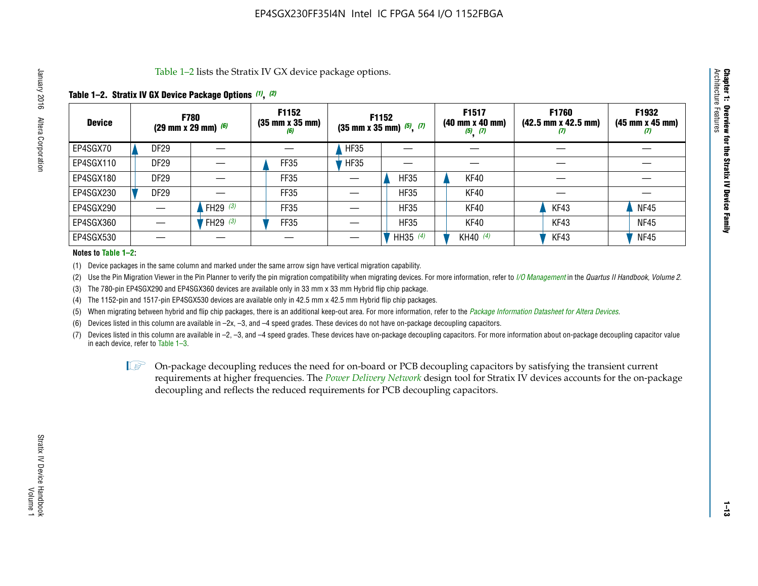Table 1–2 lists the Stratix IV GX device package options.

**Table 1–2. Stratix IV GX Device Package Options (1), (2)**

| Device | F780 (29 mm x 29 mm) (6) | | F1152 (35 mm x 35 mm) (6) | F1152 (35 mm x 35 mm) (5), (7) | | F1517 (40 mm x 40 mm) (5), (7) | F1760 (42.5 mm x 42.5 mm) (7) | F1932 (45 mm x 45 mm) (7) |
|---|---|---|---|---|---|---|---|---|
| EP4SGX70 | DF29 | — | — | HF35 | — | — | — | — |
| EP4SGX110 | DF29 | — | FF35 | HF35 | — | — | — | — |
| EP4SGX180 | DF29 | — | FF35 | — | HF35 | KF40 | — | — |
| EP4SGX230 | DF29 | — | FF35 | — | HF35 | KF40 | — | — |
| EP4SGX290 | — | FH29 (3) | FF35 | — | HF35 | KF40 | KF43 | NF45 |
| EP4SGX360 | — | FH29 (3) | FF35 | — | HF35 | KF40 | KF43 | NF45 |
| EP4SGX530 | — | — | — | — | HH35 (4) | KH40 (4) | KF43 | NF45 |

**Notes to Table 1–2:**

(1) Device packages in the same column and marked under the same arrow sign have vertical migration capability.

(2) Use the Pin Migration Viewer in the Pin Planner to verify the pin migration compatibility when migrating devices. For more information, refer to *I/O Management* in the *Quartus II Handbook, Volume 2*.

(3) The 780-pin EP4SGX290 and EP4SGX360 devices are available only in 33 mm x 33 mm Hybrid flip chip package.

(4) The 1152-pin and 1517-pin EP4SGX530 devices are available only in 42.5 mm x 42.5 mm Hybrid flip chip packages.

(5) When migrating between hybrid and flip chip packages, there is an additional keep-out area. For more information, refer to the *Package Information Datasheet for Altera Devices*.

(6) Devices listed in this column are available in –2x, –3, and –4 speed grades. These devices do not have on-package decoupling capacitors.

(7) Devices listed in this column are available in –2, –3, and –4 speed grades. These devices have on-package decoupling capacitors. For more information about on-package decoupling capacitor value in each device, refer to Table 1–3.

On-package decoupling reduces the need for on-board or PCB decoupling capacitors by satisfying the transient current requirements at higher frequencies. The *Power Delivery Network* design tool for Stratix IV devices accounts for the on-package decoupling and reflects the reduced requirements for PCB decoupling capacitors.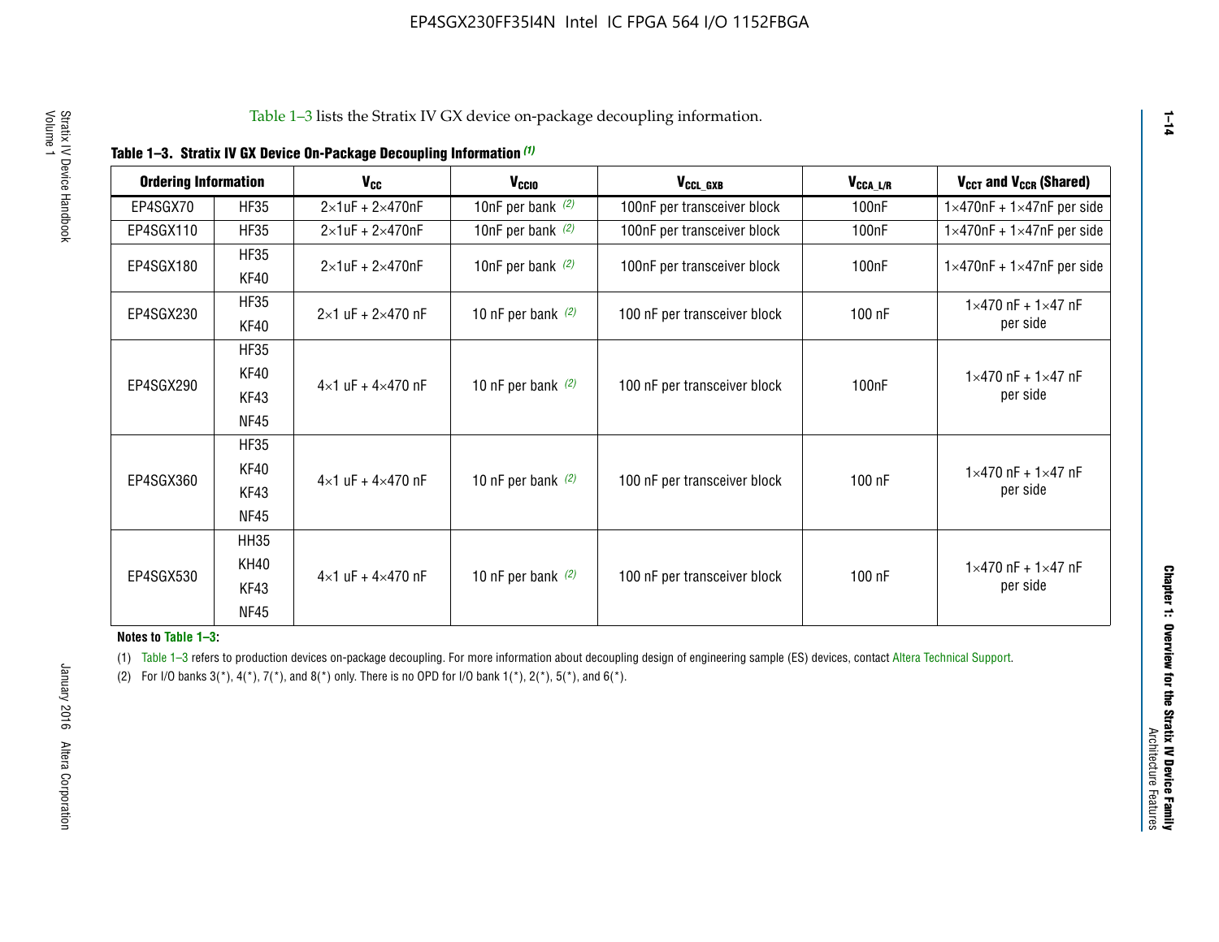Table 1–3 lists the Stratix IV GX device on-package decoupling information.

**Table 1–3. Stratix IV GX Device On-Package Decoupling Information (1)**

| Ordering Information | | $V_{CC}$ | $V_{CCIO}$ | $V_{CCL\_GXB}$ | $V_{CCA\_L/R}$ | $V_{CCT}$ and $V_{CCR}$ (Shared) |
|---|---|---|---|---|---|---|
| EP4SGX70 | HF35 | 2×1uF + 2×470nF | 10nF per bank (2) | 100nF per transceiver block | 100nF | 1×470nF + 1×47nF per side |
| EP4SGX110 | HF35 | 2×1uF + 2×470nF | 10nF per bank (2) | 100nF per transceiver block | 100nF | 1×470nF + 1×47nF per side |
| EP4SGX180 | HF35<br>KF40 | 2×1uF + 2×470nF | 10nF per bank (2) | 100nF per transceiver block | 100nF | 1×470nF + 1×47nF per side |
| EP4SGX230 | HF35<br>KF40 | 2×1 uF + 2×470 nF | 10 nF per bank (2) | 100 nF per transceiver block | 100 nF | 1×470 nF + 1×47 nF per side |
| EP4SGX290 | HF35<br>KF40<br>KF43<br>NF45 | 4×1 uF + 4×470 nF | 10 nF per bank (2) | 100 nF per transceiver block | 100nF | 1×470 nF + 1×47 nF per side |
| EP4SGX360 | HF35<br>KF40<br>KF43<br>NF45 | 4×1 uF + 4×470 nF | 10 nF per bank (2) | 100 nF per transceiver block | 100 nF | 1×470 nF + 1×47 nF per side |
| EP4SGX530 | HH35<br>KH40<br>KF43<br>NF45 | 4×1 uF + 4×470 nF | 10 nF per bank (2) | 100 nF per transceiver block | 100 nF | 1×470 nF + 1×47 nF per side |

**Notes to Table 1–3:**

(1) Table 1–3 refers to production devices on-package decoupling. For more information about decoupling design of engineering sample (ES) devices, contact Altera Technical Support.

(2) For I/O banks 3(*), 4(*), 7(*), and 8(*) only. There is no OPD for I/O bank 1(*), 2(*), 5(*), and 6(*).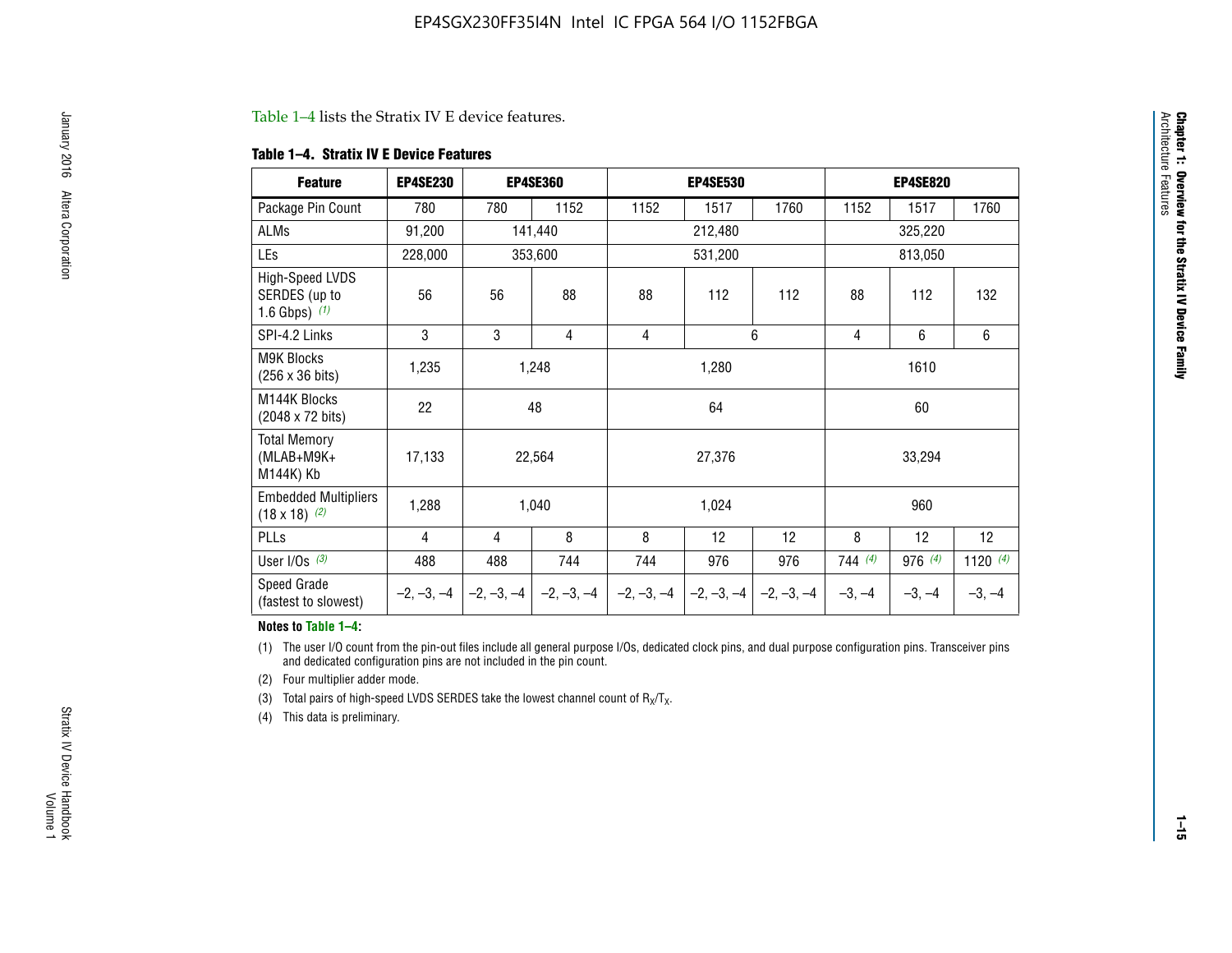Table 1–4 lists the Stratix IV E device features.

**Table 1–4. Stratix IV E Device Features**

| Feature | EP4SE230 | EP4SE360 | | EP4SE530 | | | EP4SE820 | | |
|---|---|---|---|---|---|---|---|---|---|
| Package Pin Count | 780 | 780 | 1152 | 1152 | 1517 | 1760 | 1152 | 1517 | 1760 |
| ALMs | 91,200 | 141,440 | | 212,480 | | | 325,220 | | |
| LEs | 228,000 | 353,600 | | 531,200 | | | 813,050 | | |
| High-Speed LVDS SERDES (up to 1.6 Gbps) *(1)* | 56 | 56 | 88 | 88 | 112 | 112 | 88 | 112 | 132 |
| SPI-4.2 Links | 3 | 3 | 4 | 4 | 6 | | 4 | 6 | 6 |
| M9K Blocks (256 x 36 bits) | 1,235 | 1,248 | | 1,280 | | | 1610 | | |
| M144K Blocks (2048 x 72 bits) | 22 | 48 | | 64 | | | 60 | | |
| Total Memory (MLAB+M9K+ M144K) Kb | 17,133 | 22,564 | | 27,376 | | | 33,294 | | |
| Embedded Multipliers (18 x 18) *(2)* | 1,288 | 1,040 | | 1,024 | | | 960 | | |
| PLLs | 4 | 4 | 8 | 8 | 12 | 12 | 8 | 12 | 12 |
| User I/Os *(3)* | 488 | 488 | 744 | 744 | 976 | 976 | 744 *(4)* | 976 *(4)* | 1120 *(4)* |
| Speed Grade (fastest to slowest) | –2, –3, –4 | –2, –3, –4 | –2, –3, –4 | –2, –3, –4 | –2, –3, –4 | –2, –3, –4 | –3, –4 | –3, –4 | –3, –4 |

**Notes to Table 1–4:**

(1) The user I/O count from the pin-out files include all general purpose I/Os, dedicated clock pins, and dual purpose configuration pins. Transceiver pins and dedicated configuration pins are not included in the pin count.

(2) Four multiplier adder mode.

(3) Total pairs of high-speed LVDS SERDES take the lowest channel count of $R_X/T_X$.

(4) This data is preliminary.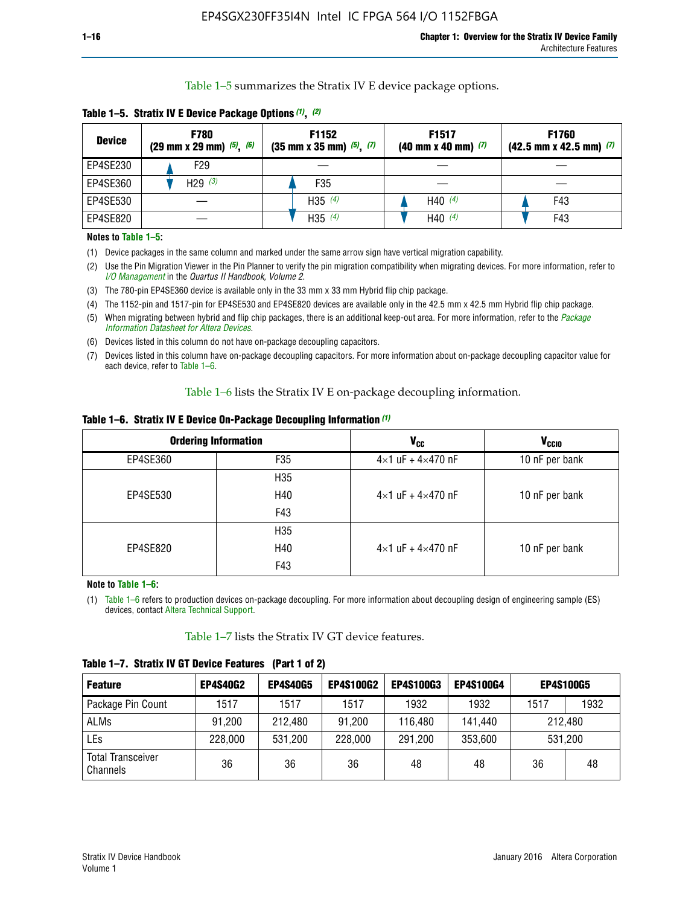Table 1–5 summarizes the Stratix IV E device package options.

**Table 1–5. Stratix IV E Device Package Options (1), (2)**

| Device | F780 (29 mm x 29 mm) (5), (6) | F1152 (35 mm x 35 mm) (5), (7) | F1517 (40 mm x 40 mm) (7) | F1760 (42.5 mm x 42.5 mm) (7) |
|---|---|---|---|---|
| EP4SE230 | F29 | — | — | — |
| EP4SE360 | H29 (3) | F35 | — | — |
| EP4SE530 | — | H35 (4) | H40 (4) | F43 |
| EP4SE820 | — | H35 (4) | H40 (4) | F43 |

**Notes to Table 1–5:**

(1) Device packages in the same column and marked under the same arrow sign have vertical migration capability.

(2) Use the Pin Migration Viewer in the Pin Planner to verify the pin migration compatibility when migrating devices. For more information, refer to *I/O Management* in the *Quartus II Handbook, Volume 2*.

(3) The 780-pin EP4SE360 device is available only in the 33 mm x 33 mm Hybrid flip chip package.

(4) The 1152-pin and 1517-pin for EP4SE530 and EP4SE820 devices are available only in the 42.5 mm x 42.5 mm Hybrid flip chip package.

(5) When migrating between hybrid and flip chip packages, there is an additional keep-out area. For more information, refer to the *Package Information Datasheet for Altera Devices*.

(6) Devices listed in this column do not have on-package decoupling capacitors.

(7) Devices listed in this column have on-package decoupling capacitors. For more information about on-package decoupling capacitor value for each device, refer to Table 1–6.

Table 1–6 lists the Stratix IV E on-package decoupling information.

**Table 1–6. Stratix IV E Device On-Package Decoupling Information (1)**

| Ordering Information | | $V_{CC}$ | $V_{CCIO}$ |
|---|---|---|---|
| EP4SE360 | F35 | 4×1 uF + 4×470 nF | 10 nF per bank |
| EP4SE530 | H35 | 4×1 uF + 4×470 nF | 10 nF per bank |
| | H40 | | |
| | F43 | | |
| EP4SE820 | H35 | 4×1 uF + 4×470 nF | 10 nF per bank |
| | H40 | | |
| | F43 | | |

**Note to Table 1–6:**

(1) Table 1–6 refers to production devices on-package decoupling. For more information about decoupling design of engineering sample (ES) devices, contact Altera Technical Support.

Table 1–7 lists the Stratix IV GT device features.

**Table 1–7. Stratix IV GT Device Features (Part 1 of 2)**

| Feature | EP4S40G2 | EP4S40G5 | EP4S100G2 | EP4S100G3 | EP4S100G4 | EP4S100G5 | |
|---|---|---|---|---|---|---|---|
| Package Pin Count | 1517 | 1517 | 1517 | 1932 | 1932 | 1517 | 1932 |
| ALMs | 91,200 | 212,480 | 91,200 | 116,480 | 141,440 | 212,480 | |
| LEs | 228,000 | 531,200 | 228,000 | 291,200 | 353,600 | 531,200 | |
| Total Transceiver Channels | 36 | 36 | 36 | 48 | 48 | 36 | 48 |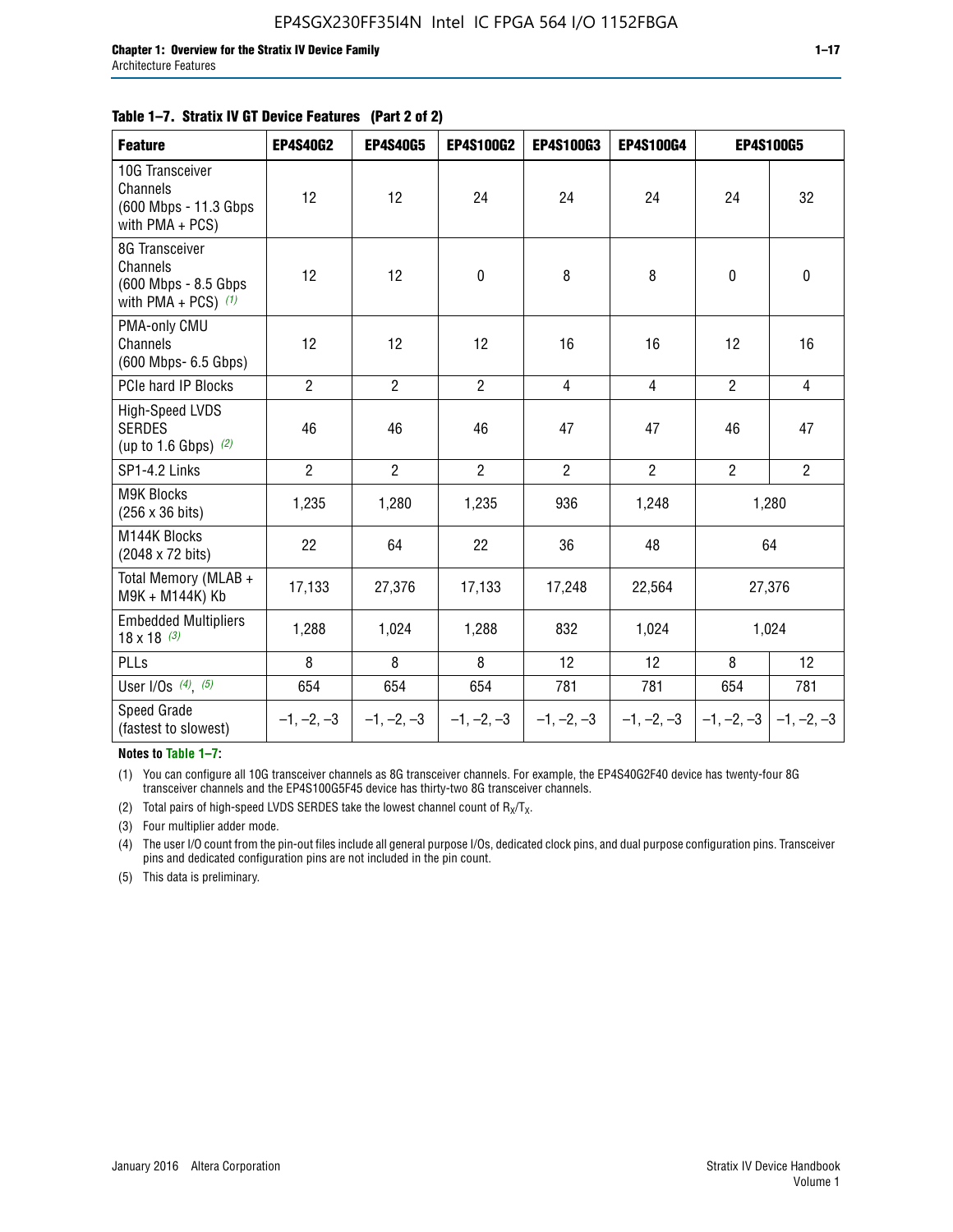**Table 1–7. Stratix IV GT Device Features (Part 2 of 2)**

| Feature | EP4S40G2 | EP4S40G5 | EP4S100G2 | EP4S100G3 | EP4S100G4 | EP4S100G5 | |
|---|---|---|---|---|---|---|---|
| 10G Transceiver Channels (600 Mbps - 11.3 Gbps with PMA + PCS) | 12 | 12 | 24 | 24 | 24 | 24 | 32 |
| 8G Transceiver Channels (600 Mbps - 8.5 Gbps with PMA + PCS) *(1)* | 12 | 12 | 0 | 8 | 8 | 0 | 0 |
| PMA-only CMU Channels (600 Mbps- 6.5 Gbps) | 12 | 12 | 12 | 16 | 16 | 12 | 16 |
| PCIe hard IP Blocks | 2 | 2 | 2 | 4 | 4 | 2 | 4 |
| High-Speed LVDS SERDES (up to 1.6 Gbps) *(2)* | 46 | 46 | 46 | 47 | 47 | 46 | 47 |
| SP1-4.2 Links | 2 | 2 | 2 | 2 | 2 | 2 | 2 |
| M9K Blocks (256 x 36 bits) | 1,235 | 1,280 | 1,235 | 936 | 1,248 | 1,280 | |
| M144K Blocks (2048 x 72 bits) | 22 | 64 | 22 | 36 | 48 | 64 | |
| Total Memory (MLAB + M9K + M144K) Kb | 17,133 | 27,376 | 17,133 | 17,248 | 22,564 | 27,376 | |
| Embedded Multipliers 18 x 18 *(3)* | 1,288 | 1,024 | 1,288 | 832 | 1,024 | 1,024 | |
| PLLs | 8 | 8 | 8 | 12 | 12 | 8 | 12 |
| User I/Os *(4)*, *(5)* | 654 | 654 | 654 | 781 | 781 | 654 | 781 |
| Speed Grade (fastest to slowest) | –1, –2, –3 | –1, –2, –3 | –1, –2, –3 | –1, –2, –3 | –1, –2, –3 | –1, –2, –3 | –1, –2, –3 |

**Notes to Table 1–7:**

(1) You can configure all 10G transceiver channels as 8G transceiver channels. For example, the EP4S40G2F40 device has twenty-four 8G transceiver channels and the EP4S100G5F45 device has thirty-two 8G transceiver channels.

(2) Total pairs of high-speed LVDS SERDES take the lowest channel count of $R_X/T_X$.

(3) Four multiplier adder mode.

(4) The user I/O count from the pin-out files include all general purpose I/Os, dedicated clock pins, and dual purpose configuration pins. Transceiver pins and dedicated configuration pins are not included in the pin count.

(5) This data is preliminary.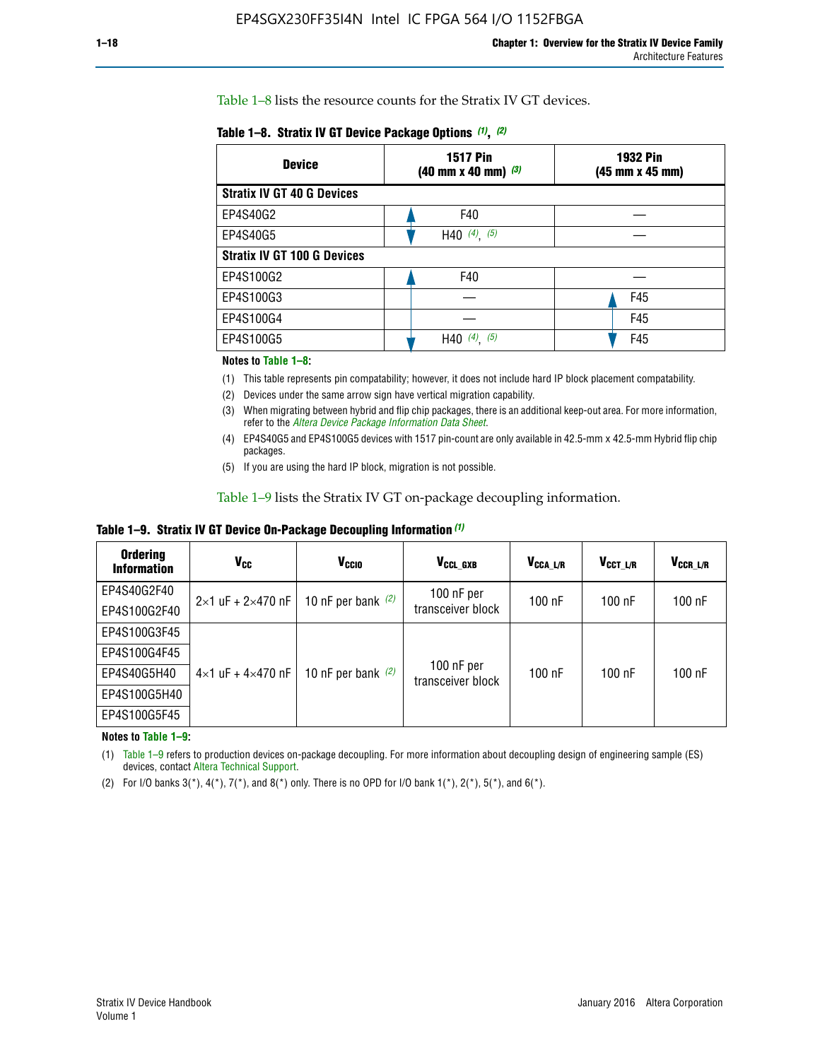Table 1–8 lists the resource counts for the Stratix IV GT devices.

**Table 1–8. Stratix IV GT Device Package Options (1), (2)**

| Device | 1517 Pin (40 mm x 40 mm) (3) | 1932 Pin (45 mm x 45 mm) |
|---|---|---|
| **Stratix IV GT 40 G Devices** | | |
| EP4S40G2 | F40 | — |
| EP4S40G5 | H40 (4), (5) | — |
| **Stratix IV GT 100 G Devices** | | |
| EP4S100G2 | F40 | — |
| EP4S100G3 | — | F45 |
| EP4S100G4 | — | F45 |
| EP4S100G5 | H40 (4), (5) | F45 |

**Notes to Table 1–8:**

(1) This table represents pin compatability; however, it does not include hard IP block placement compatability.

(2) Devices under the same arrow sign have vertical migration capability.

(3) When migrating between hybrid and flip chip packages, there is an additional keep-out area. For more information, refer to the *Altera Device Package Information Data Sheet*.

(4) EP4S40G5 and EP4S100G5 devices with 1517 pin-count are only available in 42.5-mm x 42.5-mm Hybrid flip chip packages.

(5) If you are using the hard IP block, migration is not possible.

Table 1–9 lists the Stratix IV GT on-package decoupling information.

**Table 1–9. Stratix IV GT Device On-Package Decoupling Information (1)**

| Ordering Information | $V_{CC}$ | $V_{CCIO}$ | $V_{CCL\_GXB}$ | $V_{CCA\_L/R}$ | $V_{CCT\_L/R}$ | $V_{CCR\_L/R}$ |
|---|---|---|---|---|---|---|
| EP4S40G2F40 | 2×1 uF + 2×470 nF | 10 nF per bank (2) | 100 nF per transceiver block | 100 nF | 100 nF | 100 nF |
| EP4S100G2F40 | | | | | | |
| EP4S100G3F45 | 4×1 uF + 4×470 nF | 10 nF per bank (2) | 100 nF per transceiver block | 100 nF | 100 nF | 100 nF |
| EP4S100G4F45 | | | | | | |
| EP4S40G5H40 | | | | | | |
| EP4S100G5H40 | | | | | | |
| EP4S100G5F45 | | | | | | |

**Notes to Table 1–9:**

(1) Table 1–9 refers to production devices on-package decoupling. For more information about decoupling design of engineering sample (ES) devices, contact Altera Technical Support.

(2) For I/O banks 3(*), 4(*), 7(*), and 8(*) only. There is no OPD for I/O bank 1(*), 2(*), 5(*), and 6(*).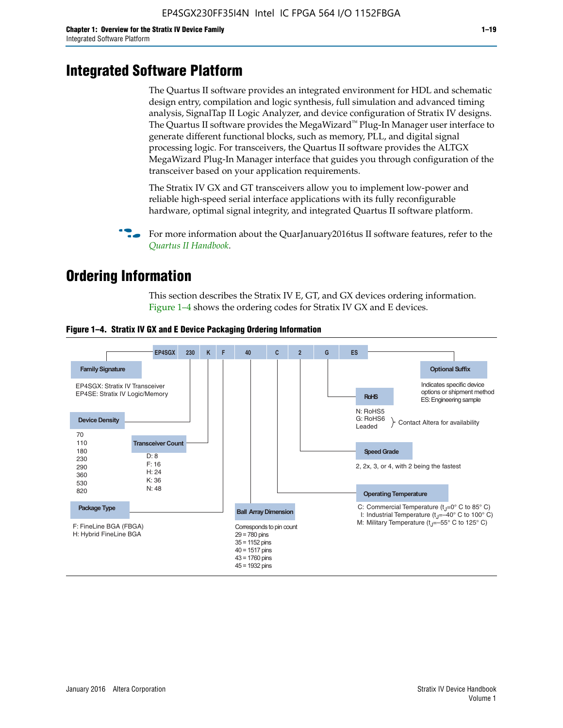# Integrated Software Platform

The Quartus II software provides an integrated environment for HDL and schematic design entry, compilation and logic synthesis, full simulation and advanced timing analysis, SignalTap II Logic Analyzer, and device configuration of Stratix IV designs. The Quartus II software provides the MegaWizard™ Plug-In Manager user interface to generate different functional blocks, such as memory, PLL, and digital signal processing logic. For transceivers, the Quartus II software provides the ALTGX MegaWizard Plug-In Manager interface that guides you through configuration of the transceiver based on your application requirements.

The Stratix IV GX and GT transceivers allow you to implement low-power and reliable high-speed serial interface applications with its fully reconfigurable hardware, optimal signal integrity, and integrated Quartus II software platform.

For more information about the QuarJanuary2016tus II software features, refer to the *Quartus II Handbook*.

# Ordering Information

This section describes the Stratix IV E, GT, and GX devices ordering information. Figure 1–4 shows the ordering codes for Stratix IV GX and E devices.

**Figure 1–4. Stratix IV GX and E Device Packaging Ordering Information**

EP4SGX 230 K F 40 C 2 G ES

**Family Signature**
EP4SGX: Stratix IV Transceiver
EP4SE: Stratix IV Logic/Memory

**Device Density**
70
110
180
230
290
360
530
820

**Transceiver Count**
D: 8
F: 16
H: 24
K: 36
N: 48

**Package Type**
F: FineLine BGA (FBGA)
H: Hybrid FineLine BGA

**Ball Array Dimension**
Corresponds to pin count
29 = 780 pins
35 = 1152 pins
40 = 1517 pins
43 = 1760 pins
45 = 1932 pins

**Operating Temperature**
C: Commercial Temperature ($t_J$=0° C to 85° C)
I: Industrial Temperature ($t_J$=–40° C to 100° C)
M: Military Temperature ($t_J$=–55° C to 125° C)

**Speed Grade**
2, 2x, 3, or 4, with 2 being the fastest

**RoHS**
N: RoHS5
G: RoHS6 } Contact Altera for availability
Leaded

**Optional Suffix**
Indicates specific device options or shipment method
ES: Engineering sample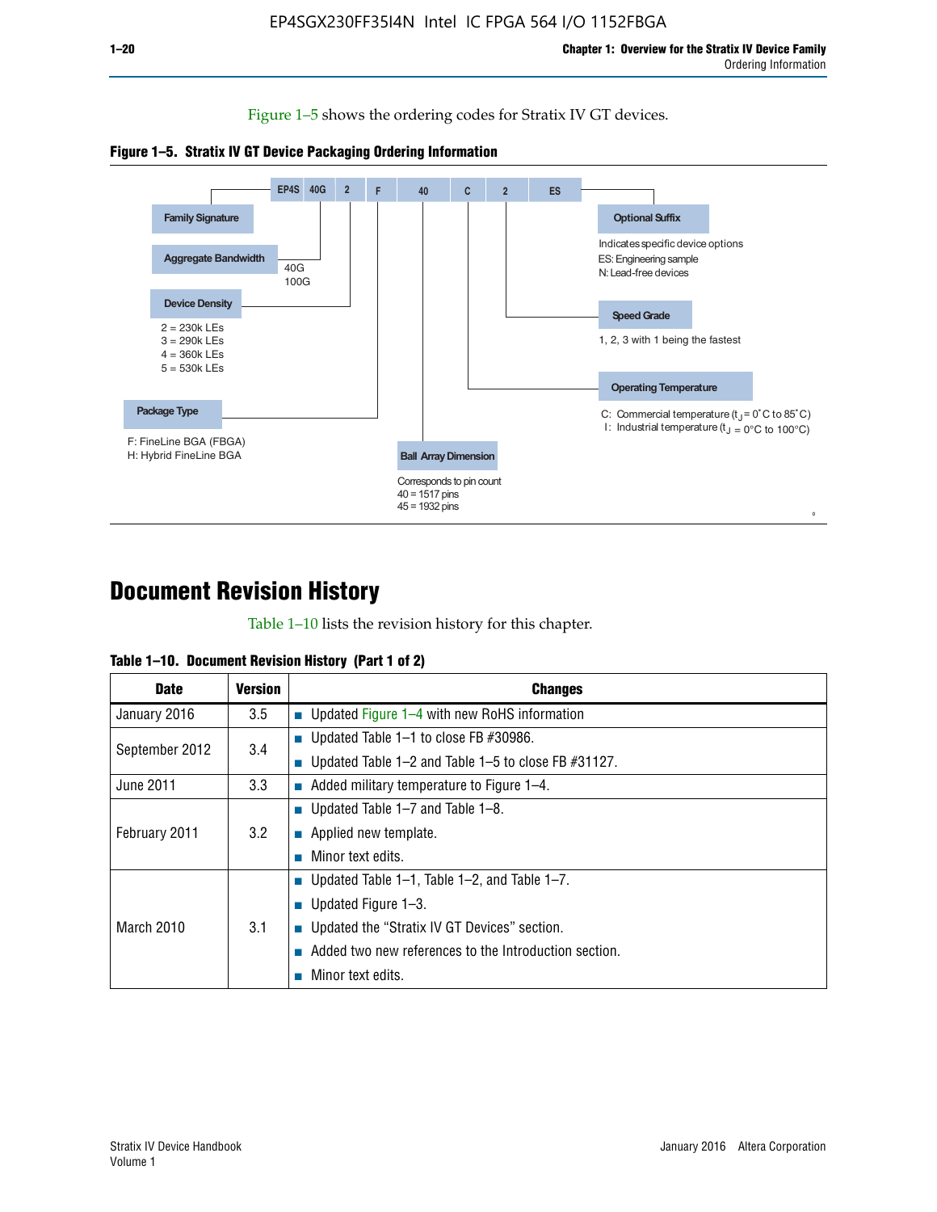Figure 1–5 shows the ordering codes for Stratix IV GT devices.

**Figure 1–5. Stratix IV GT Device Packaging Ordering Information**

EP4S 40G 2 F 40 C 2 ES

- **Family Signature**
- **Aggregate Bandwidth**: 40G, 100G
- **Device Density**: 2 = 230k LEs, 3 = 290k LEs, 4 = 360k LEs, 5 = 530k LEs
- **Package Type**: F: FineLine BGA (FBGA), H: Hybrid FineLine BGA
- **Ball Array Dimension**: Corresponds to pin count, 40 = 1517 pins, 45 = 1932 pins
- **Operating Temperature**: C: Commercial temperature ($t_J$ = 0˚C to 85˚C), I: Industrial temperature ($t_J$ = 0°C to 100°C)
- **Speed Grade**: 1, 2, 3 with 1 being the fastest
- **Optional Suffix**: Indicates specific device options, ES: Engineering sample, N: Lead-free devices

# Document Revision History

Table 1–10 lists the revision history for this chapter.

**Table 1–10. Document Revision History (Part 1 of 2)**

| Date | Version | Changes |
|---|---|---|
| January 2016 | 3.5 | ■ Updated Figure 1–4 with new RoHS information |
| September 2012 | 3.4 | ■ Updated Table 1–1 to close FB #30986.<br>■ Updated Table 1–2 and Table 1–5 to close FB #31127. |
| June 2011 | 3.3 | ■ Added military temperature to Figure 1–4. |
| February 2011 | 3.2 | ■ Updated Table 1–7 and Table 1–8.<br>■ Applied new template.<br>■ Minor text edits. |
| March 2010 | 3.1 | ■ Updated Table 1–1, Table 1–2, and Table 1–7.<br>■ Updated Figure 1–3.<br>■ Updated the “Stratix IV GT Devices” section.<br>■ Added two new references to the Introduction section.<br>■ Minor text edits. |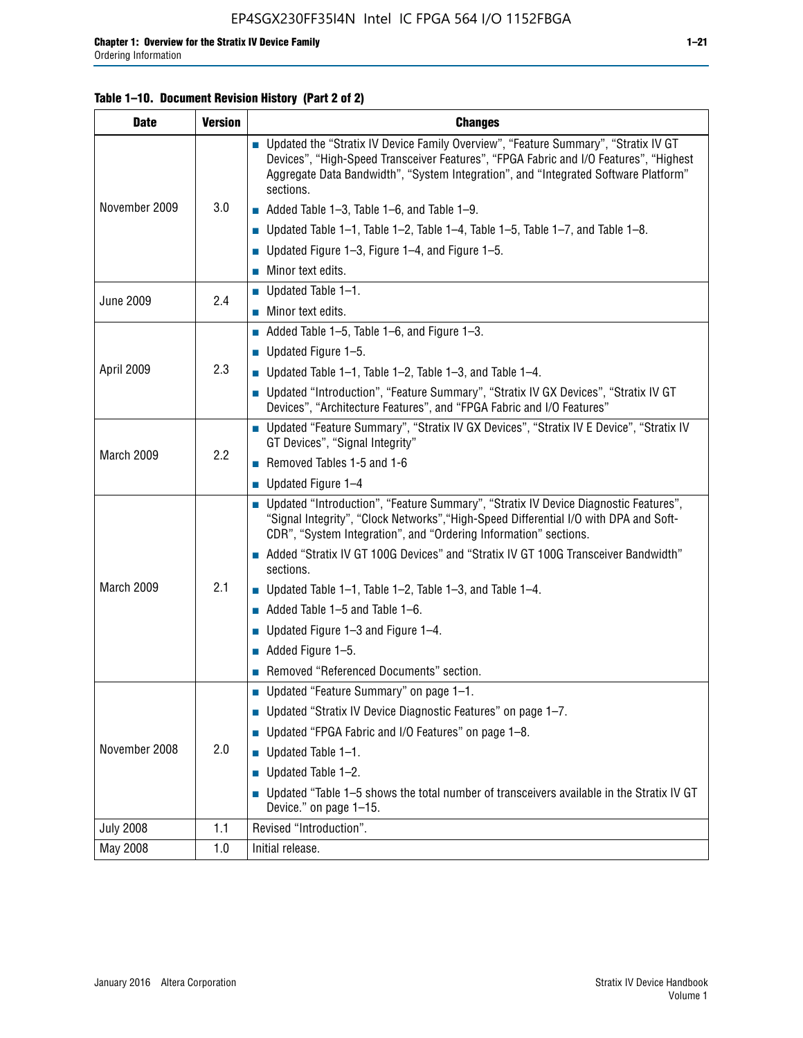**Table 1–10. Document Revision History (Part 2 of 2)**

| Date | Version | Changes |
|---|---|---|
| November 2009 | 3.0 | ■ Updated the “Stratix IV Device Family Overview”, “Feature Summary”, “Stratix IV GT Devices”, “High-Speed Transceiver Features”, “FPGA Fabric and I/O Features”, “Highest Aggregate Data Bandwidth”, “System Integration”, and “Integrated Software Platform” sections.<br>■ Added Table 1–3, Table 1–6, and Table 1–9.<br>■ Updated Table 1–1, Table 1–2, Table 1–4, Table 1–5, Table 1–7, and Table 1–8.<br>■ Updated Figure 1–3, Figure 1–4, and Figure 1–5.<br>■ Minor text edits. |
| June 2009 | 2.4 | ■ Updated Table 1–1.<br>■ Minor text edits. |
| April 2009 | 2.3 | ■ Added Table 1–5, Table 1–6, and Figure 1–3.<br>■ Updated Figure 1–5.<br>■ Updated Table 1–1, Table 1–2, Table 1–3, and Table 1–4.<br>■ Updated “Introduction”, “Feature Summary”, “Stratix IV GX Devices”, “Stratix IV GT Devices”, “Architecture Features”, and “FPGA Fabric and I/O Features” |
| March 2009 | 2.2 | ■ Updated “Feature Summary”, “Stratix IV GX Devices”, “Stratix IV E Device”, “Stratix IV GT Devices”, “Signal Integrity”<br>■ Removed Tables 1-5 and 1-6<br>■ Updated Figure 1–4 |
| March 2009 | 2.1 | ■ Updated “Introduction”, “Feature Summary”, “Stratix IV Device Diagnostic Features”, “Signal Integrity”, “Clock Networks”,“High-Speed Differential I/O with DPA and Soft-CDR”, “System Integration”, and “Ordering Information” sections.<br>■ Added “Stratix IV GT 100G Devices” and “Stratix IV GT 100G Transceiver Bandwidth” sections.<br>■ Updated Table 1–1, Table 1–2, Table 1–3, and Table 1–4.<br>■ Added Table 1–5 and Table 1–6.<br>■ Updated Figure 1–3 and Figure 1–4.<br>■ Added Figure 1–5.<br>■ Removed “Referenced Documents” section. |
| November 2008 | 2.0 | ■ Updated “Feature Summary” on page 1–1.<br>■ Updated “Stratix IV Device Diagnostic Features” on page 1–7.<br>■ Updated “FPGA Fabric and I/O Features” on page 1–8.<br>■ Updated Table 1–1.<br>■ Updated Table 1–2.<br>■ Updated “Table 1–5 shows the total number of transceivers available in the Stratix IV GT Device.” on page 1–15. |
| July 2008 | 1.1 | Revised “Introduction”. |
| May 2008 | 1.0 | Initial release. |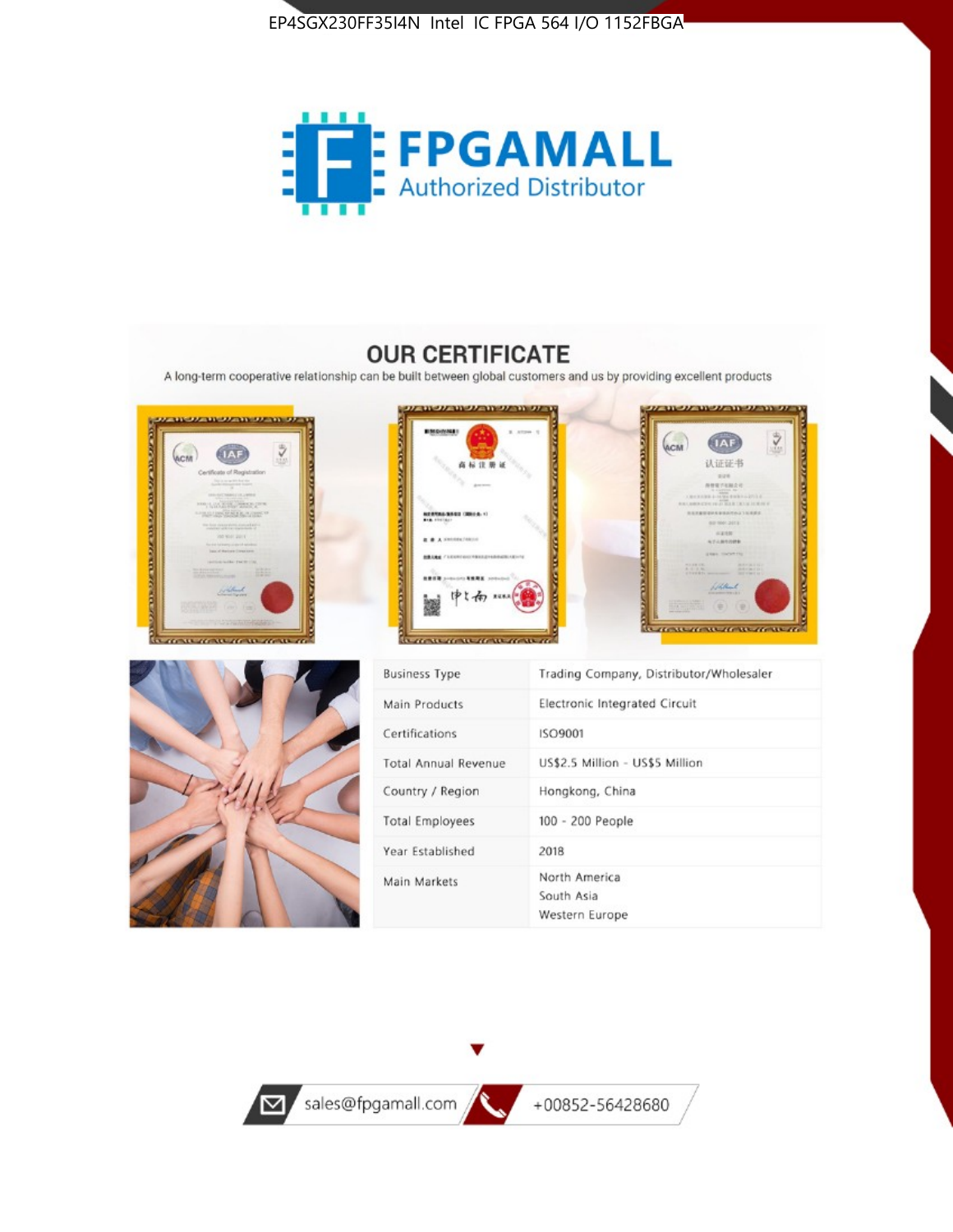FPGAMALL
Authorized Distributor

## OUR CERTIFICATE

A long-term cooperative relationship can be built between global customers and us by providing excellent products

| | |
|---|---|
| Business Type | Trading Company, Distributor/Wholesaler |
| Main Products | Electronic Integrated Circuit |
| Certifications | ISO9001 |
| Total Annual Revenue | US$2.5 Million - US$5 Million |
| Country / Region | Hongkong, China |
| Total Employees | 100 - 200 People |
| Year Established | 2018 |
| Main Markets | North America<br>South Asia<br>Western Europe |

sales@fpgamall.com

+00852-56428680